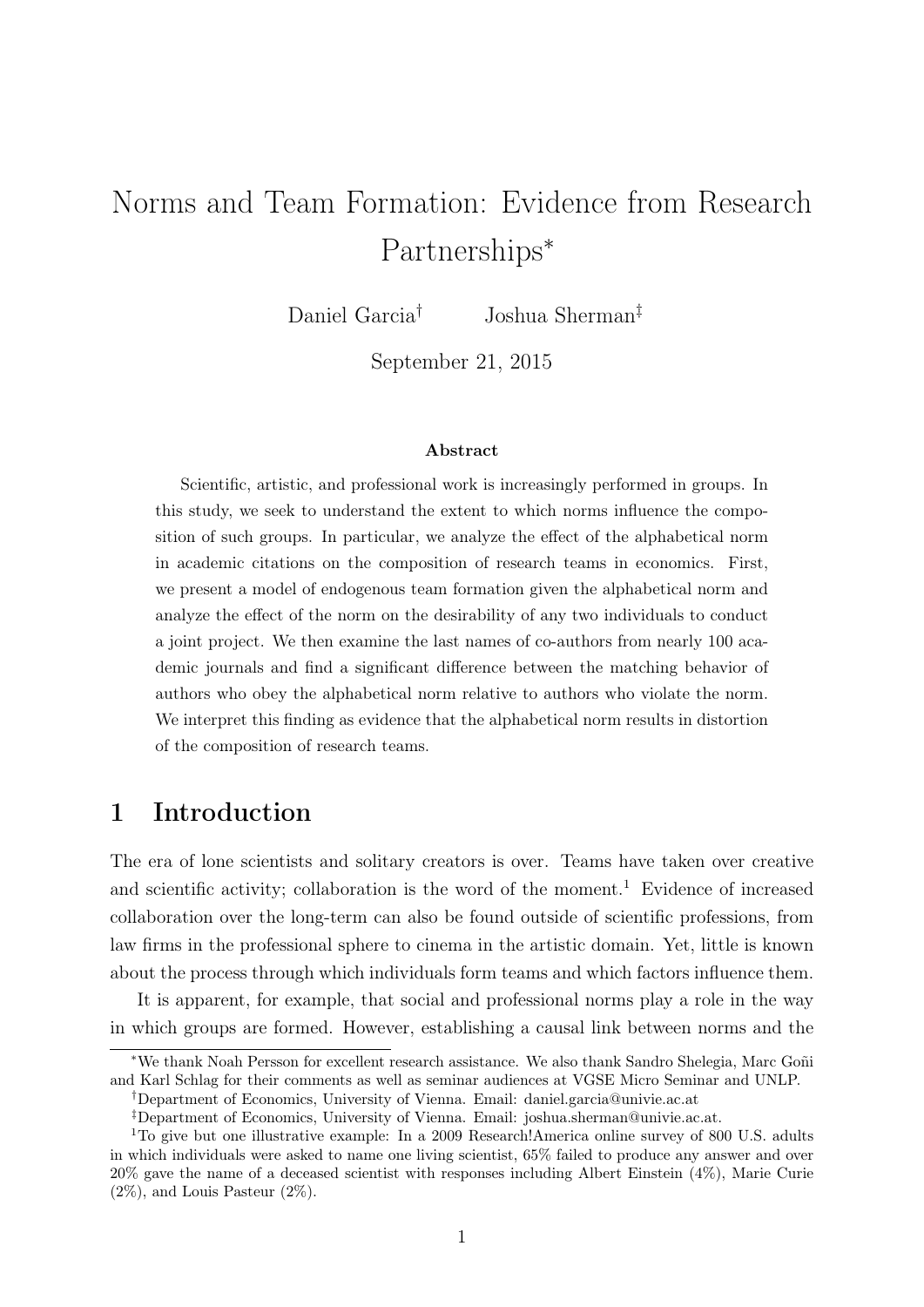# Norms and Team Formation: Evidence from Research Partnerships*

Daniel Garcia† Joshua Sherman‡

September 21, 2015

### Abstract

Scientific, artistic, and professional work is increasingly performed in groups. In this study, we seek to understand the extent to which norms influence the composition of such groups. In particular, we analyze the effect of the alphabetical norm in academic citations on the composition of research teams in economics. First, we present a model of endogenous team formation given the alphabetical norm and analyze the effect of the norm on the desirability of any two individuals to conduct a joint project. We then examine the last names of co-authors from nearly 100 academic journals and find a significant difference between the matching behavior of authors who obey the alphabetical norm relative to authors who violate the norm. We interpret this finding as evidence that the alphabetical norm results in distortion of the composition of research teams.

## 1 Introduction

The era of lone scientists and solitary creators is over. Teams have taken over creative and scientific activity; collaboration is the word of the moment.[1] Evidence of increased collaboration over the long-term can also be found outside of scientific professions, from law firms in the professional sphere to cinema in the artistic domain. Yet, little is known about the process through which individuals form teams and which factors influence them.

It is apparent, for example, that social and professional norms play a role in the way in which groups are formed. However, establishing a causal link between norms and the

---

*We thank Noah Persson for excellent research assistance. We also thank Sandro Shelegia, Marc Goñi and Karl Schlag for their comments as well as seminar audiences at VGSE Micro Seminar and UNLP.

†Department of Economics, University of Vienna. Email: daniel.garcia@univie.ac.at

‡Department of Economics, University of Vienna. Email: joshua.sherman@univie.ac.at.

[1] To give but one illustrative example: In a 2009 Research!America online survey of 800 U.S. adults in which individuals were asked to name one living scientist, 65% failed to produce any answer and over 20% gave the name of a deceased scientist with responses including Albert Einstein (4%), Marie Curie (2%), and Louis Pasteur (2%).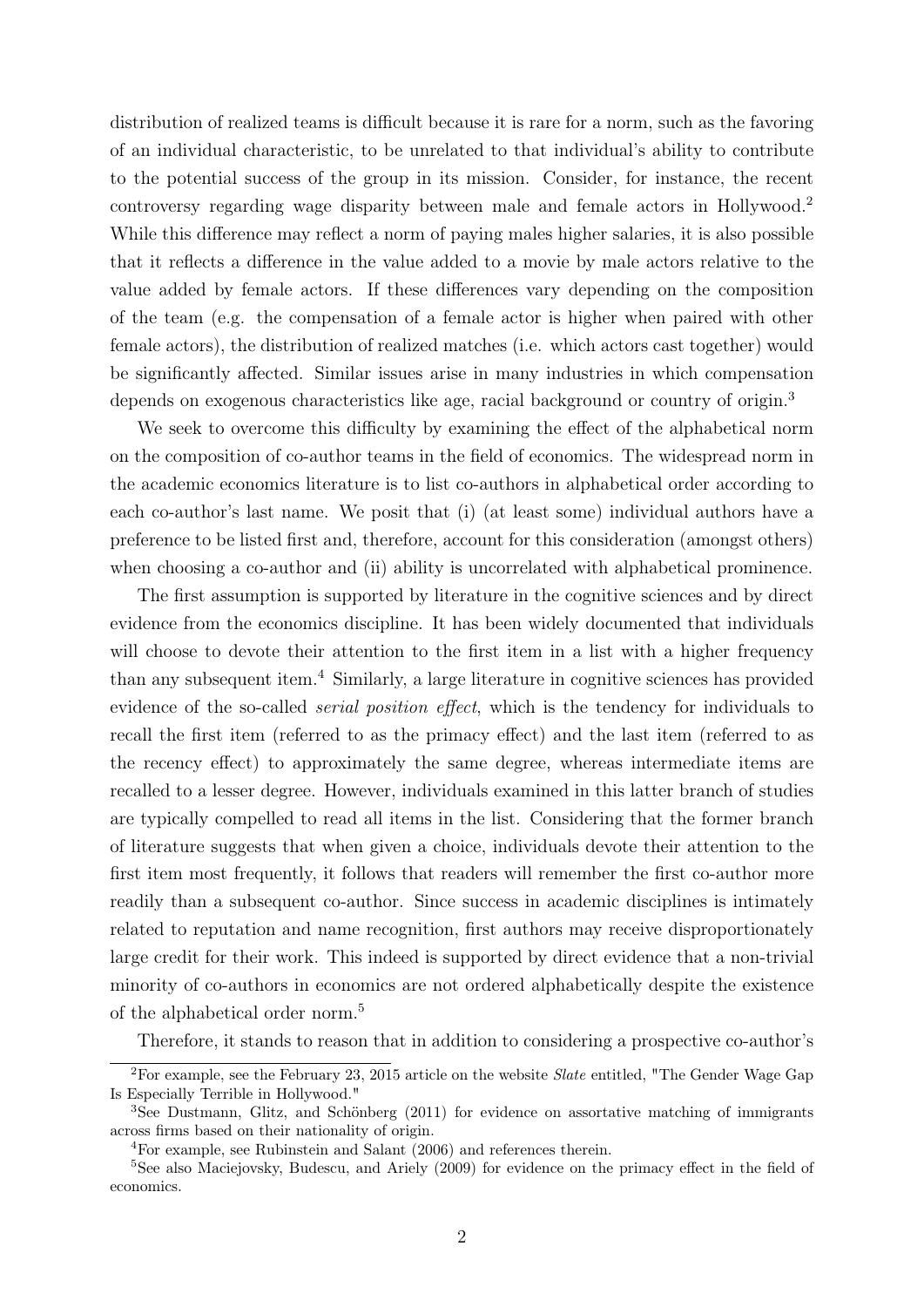distribution of realized teams is difficult because it is rare for a norm, such as the favoring of an individual characteristic, to be unrelated to that individual's ability to contribute to the potential success of the group in its mission. Consider, for instance, the recent controversy regarding wage disparity between male and female actors in Hollywood.[2] While this difference may reflect a norm of paying males higher salaries, it is also possible that it reflects a difference in the value added to a movie by male actors relative to the value added by female actors. If these differences vary depending on the composition of the team (e.g. the compensation of a female actor is higher when paired with other female actors), the distribution of realized matches (i.e. which actors cast together) would be significantly affected. Similar issues arise in many industries in which compensation depends on exogenous characteristics like age, racial background or country of origin.[3]

We seek to overcome this difficulty by examining the effect of the alphabetical norm on the composition of co-author teams in the field of economics. The widespread norm in the academic economics literature is to list co-authors in alphabetical order according to each co-author's last name. We posit that (i) (at least some) individual authors have a preference to be listed first and, therefore, account for this consideration (amongst others) when choosing a co-author and (ii) ability is uncorrelated with alphabetical prominence.

The first assumption is supported by literature in the cognitive sciences and by direct evidence from the economics discipline. It has been widely documented that individuals will choose to devote their attention to the first item in a list with a higher frequency than any subsequent item.[4] Similarly, a large literature in cognitive sciences has provided evidence of the so-called *serial position effect*, which is the tendency for individuals to recall the first item (referred to as the primacy effect) and the last item (referred to as the recency effect) to approximately the same degree, whereas intermediate items are recalled to a lesser degree. However, individuals examined in this latter branch of studies are typically compelled to read all items in the list. Considering that the former branch of literature suggests that when given a choice, individuals devote their attention to the first item most frequently, it follows that readers will remember the first co-author more readily than a subsequent co-author. Since success in academic disciplines is intimately related to reputation and name recognition, first authors may receive disproportionately large credit for their work. This indeed is supported by direct evidence that a non-trivial minority of co-authors in economics are not ordered alphabetically despite the existence of the alphabetical order norm.[5]

Therefore, it stands to reason that in addition to considering a prospective co-author's

---

[2] For example, see the February 23, 2015 article on the website *Slate* entitled, "The Gender Wage Gap Is Especially Terrible in Hollywood."

[3] See Dustmann, Glitz, and Schönberg (2011) for evidence on assortative matching of immigrants across firms based on their nationality of origin.

[4] For example, see Rubinstein and Salant (2006) and references therein.

[5] See also Maciejovsky, Budescu, and Ariely (2009) for evidence on the primacy effect in the field of economics.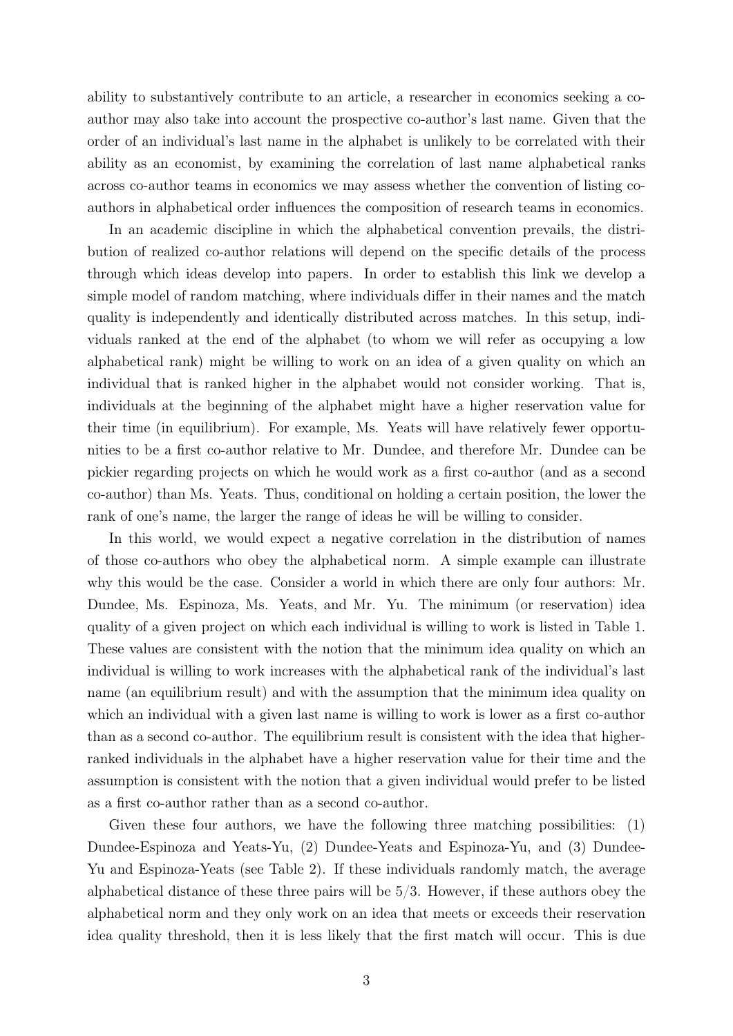ability to substantively contribute to an article, a researcher in economics seeking a co-author may also take into account the prospective co-author's last name. Given that the order of an individual's last name in the alphabet is unlikely to be correlated with their ability as an economist, by examining the correlation of last name alphabetical ranks across co-author teams in economics we may assess whether the convention of listing co-authors in alphabetical order influences the composition of research teams in economics.

In an academic discipline in which the alphabetical convention prevails, the distribution of realized co-author relations will depend on the specific details of the process through which ideas develop into papers. In order to establish this link we develop a simple model of random matching, where individuals differ in their names and the match quality is independently and identically distributed across matches. In this setup, individuals ranked at the end of the alphabet (to whom we will refer as occupying a low alphabetical rank) might be willing to work on an idea of a given quality on which an individual that is ranked higher in the alphabet would not consider working. That is, individuals at the beginning of the alphabet might have a higher reservation value for their time (in equilibrium). For example, Ms. Yeats will have relatively fewer opportunities to be a first co-author relative to Mr. Dundee, and therefore Mr. Dundee can be pickier regarding projects on which he would work as a first co-author (and as a second co-author) than Ms. Yeats. Thus, conditional on holding a certain position, the lower the rank of one's name, the larger the range of ideas he will be willing to consider.

In this world, we would expect a negative correlation in the distribution of names of those co-authors who obey the alphabetical norm. A simple example can illustrate why this would be the case. Consider a world in which there are only four authors: Mr. Dundee, Ms. Espinoza, Ms. Yeats, and Mr. Yu. The minimum (or reservation) idea quality of a given project on which each individual is willing to work is listed in Table 1. These values are consistent with the notion that the minimum idea quality on which an individual is willing to work increases with the alphabetical rank of the individual's last name (an equilibrium result) and with the assumption that the minimum idea quality on which an individual with a given last name is willing to work is lower as a first co-author than as a second co-author. The equilibrium result is consistent with the idea that higher-ranked individuals in the alphabet have a higher reservation value for their time and the assumption is consistent with the notion that a given individual would prefer to be listed as a first co-author rather than as a second co-author.

Given these four authors, we have the following three matching possibilities: (1) Dundee-Espinoza and Yeats-Yu, (2) Dundee-Yeats and Espinoza-Yu, and (3) Dundee-Yu and Espinoza-Yeats (see Table 2). If these individuals randomly match, the average alphabetical distance of these three pairs will be 5/3. However, if these authors obey the alphabetical norm and they only work on an idea that meets or exceeds their reservation idea quality threshold, then it is less likely that the first match will occur. This is due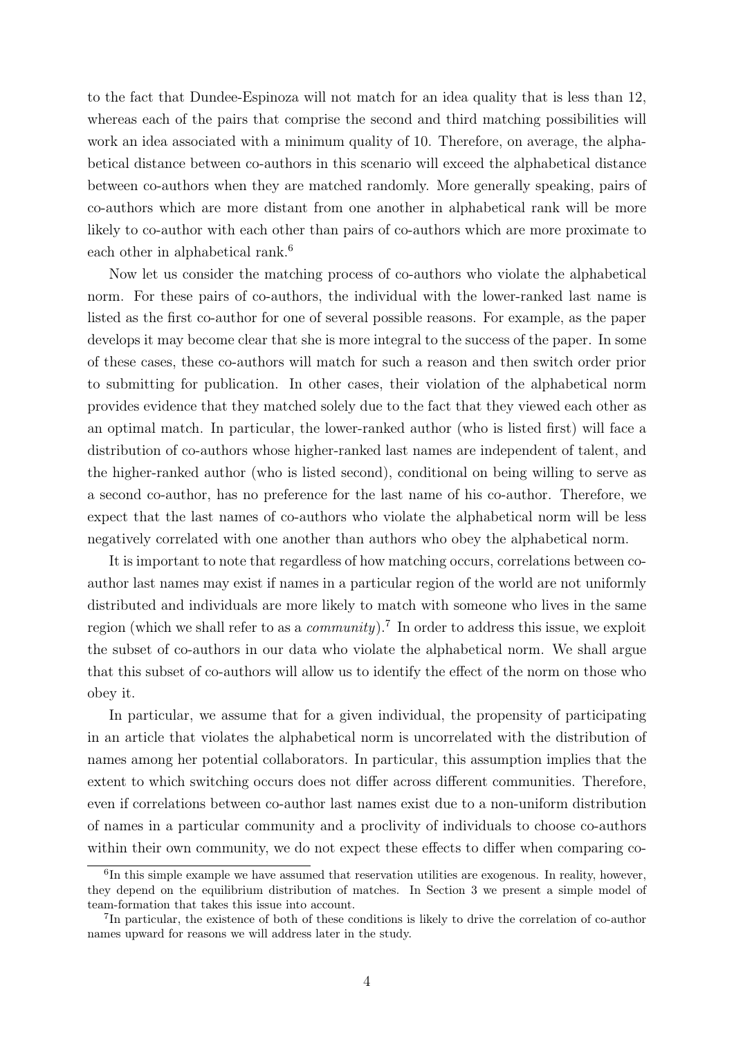to the fact that Dundee-Espinoza will not match for an idea quality that is less than 12, whereas each of the pairs that comprise the second and third matching possibilities will work an idea associated with a minimum quality of 10. Therefore, on average, the alphabetical distance between co-authors in this scenario will exceed the alphabetical distance between co-authors when they are matched randomly. More generally speaking, pairs of co-authors which are more distant from one another in alphabetical rank will be more likely to co-author with each other than pairs of co-authors which are more proximate to each other in alphabetical rank.[6]

Now let us consider the matching process of co-authors who violate the alphabetical norm. For these pairs of co-authors, the individual with the lower-ranked last name is listed as the first co-author for one of several possible reasons. For example, as the paper develops it may become clear that she is more integral to the success of the paper. In some of these cases, these co-authors will match for such a reason and then switch order prior to submitting for publication. In other cases, their violation of the alphabetical norm provides evidence that they matched solely due to the fact that they viewed each other as an optimal match. In particular, the lower-ranked author (who is listed first) will face a distribution of co-authors whose higher-ranked last names are independent of talent, and the higher-ranked author (who is listed second), conditional on being willing to serve as a second co-author, has no preference for the last name of his co-author. Therefore, we expect that the last names of co-authors who violate the alphabetical norm will be less negatively correlated with one another than authors who obey the alphabetical norm.

It is important to note that regardless of how matching occurs, correlations between co-author last names may exist if names in a particular region of the world are not uniformly distributed and individuals are more likely to match with someone who lives in the same region (which we shall refer to as a *community*).[7] In order to address this issue, we exploit the subset of co-authors in our data who violate the alphabetical norm. We shall argue that this subset of co-authors will allow us to identify the effect of the norm on those who obey it.

In particular, we assume that for a given individual, the propensity of participating in an article that violates the alphabetical norm is uncorrelated with the distribution of names among her potential collaborators. In particular, this assumption implies that the extent to which switching occurs does not differ across different communities. Therefore, even if correlations between co-author last names exist due to a non-uniform distribution of names in a particular community and a proclivity of individuals to choose co-authors within their own community, we do not expect these effects to differ when comparing co-

[6] In this simple example we have assumed that reservation utilities are exogenous. In reality, however, they depend on the equilibrium distribution of matches. In Section 3 we present a simple model of team-formation that takes this issue into account.

[7] In particular, the existence of both of these conditions is likely to drive the correlation of co-author names upward for reasons we will address later in the study.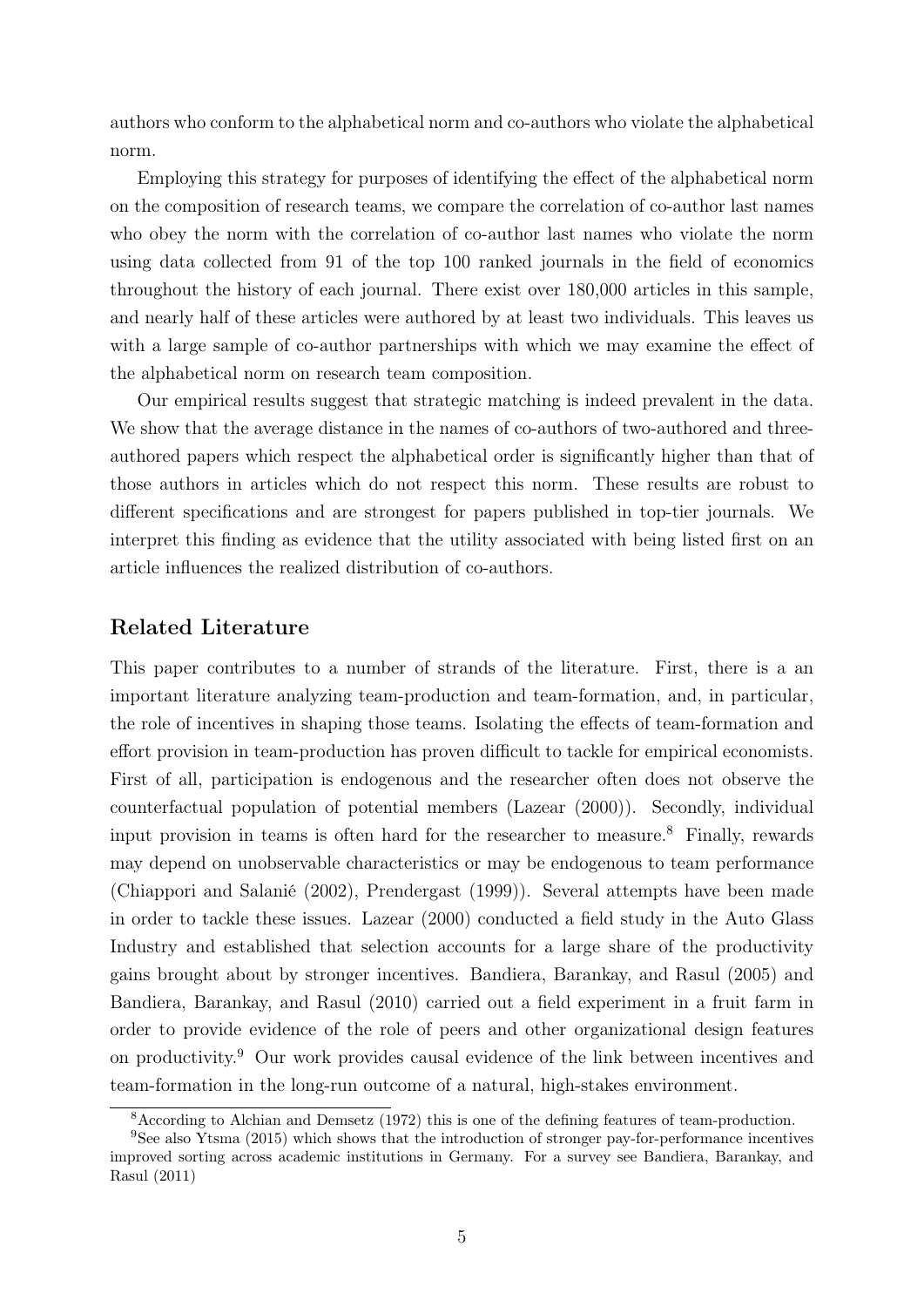authors who conform to the alphabetical norm and co-authors who violate the alphabetical norm.

Employing this strategy for purposes of identifying the effect of the alphabetical norm on the composition of research teams, we compare the correlation of co-author last names who obey the norm with the correlation of co-author last names who violate the norm using data collected from 91 of the top 100 ranked journals in the field of economics throughout the history of each journal. There exist over 180,000 articles in this sample, and nearly half of these articles were authored by at least two individuals. This leaves us with a large sample of co-author partnerships with which we may examine the effect of the alphabetical norm on research team composition.

Our empirical results suggest that strategic matching is indeed prevalent in the data. We show that the average distance in the names of co-authors of two-authored and three-authored papers which respect the alphabetical order is significantly higher than that of those authors in articles which do not respect this norm. These results are robust to different specifications and are strongest for papers published in top-tier journals. We interpret this finding as evidence that the utility associated with being listed first on an article influences the realized distribution of co-authors.

### Related Literature

This paper contributes to a number of strands of the literature. First, there is a an important literature analyzing team-production and team-formation, and, in particular, the role of incentives in shaping those teams. Isolating the effects of team-formation and effort provision in team-production has proven difficult to tackle for empirical economists. First of all, participation is endogenous and the researcher often does not observe the counterfactual population of potential members (Lazear (2000)). Secondly, individual input provision in teams is often hard for the researcher to measure.[8] Finally, rewards may depend on unobservable characteristics or may be endogenous to team performance (Chiappori and Salanié (2002), Prendergast (1999)). Several attempts have been made in order to tackle these issues. Lazear (2000) conducted a field study in the Auto Glass Industry and established that selection accounts for a large share of the productivity gains brought about by stronger incentives. Bandiera, Barankay, and Rasul (2005) and Bandiera, Barankay, and Rasul (2010) carried out a field experiment in a fruit farm in order to provide evidence of the role of peers and other organizational design features on productivity.[9] Our work provides causal evidence of the link between incentives and team-formation in the long-run outcome of a natural, high-stakes environment.

[8] According to Alchian and Demsetz (1972) this is one of the defining features of team-production.

[9] See also Ytsma (2015) which shows that the introduction of stronger pay-for-performance incentives improved sorting across academic institutions in Germany. For a survey see Bandiera, Barankay, and Rasul (2011)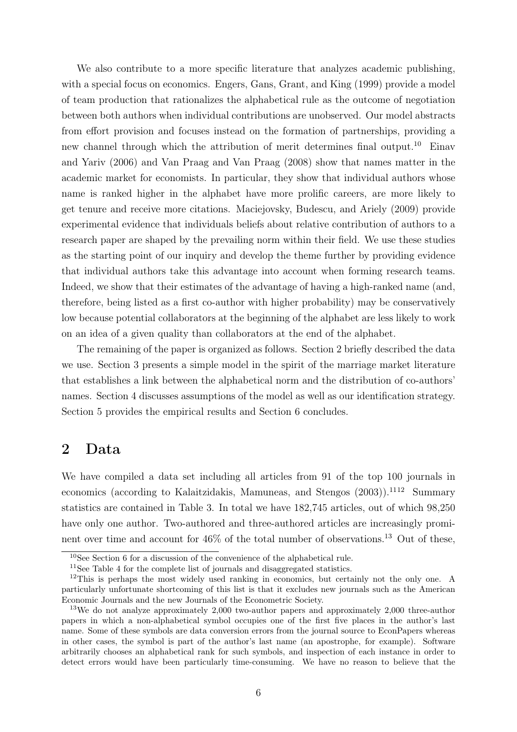We also contribute to a more specific literature that analyzes academic publishing, with a special focus on economics. Engers, Gans, Grant, and King (1999) provide a model of team production that rationalizes the alphabetical rule as the outcome of negotiation between both authors when individual contributions are unobserved. Our model abstracts from effort provision and focuses instead on the formation of partnerships, providing a new channel through which the attribution of merit determines final output.[10] Einav and Yariv (2006) and Van Praag and Van Praag (2008) show that names matter in the academic market for economists. In particular, they show that individual authors whose name is ranked higher in the alphabet have more prolific careers, are more likely to get tenure and receive more citations. Maciejovsky, Budescu, and Ariely (2009) provide experimental evidence that individuals beliefs about relative contribution of authors to a research paper are shaped by the prevailing norm within their field. We use these studies as the starting point of our inquiry and develop the theme further by providing evidence that individual authors take this advantage into account when forming research teams. Indeed, we show that their estimates of the advantage of having a high-ranked name (and, therefore, being listed as a first co-author with higher probability) may be conservatively low because potential collaborators at the beginning of the alphabet are less likely to work on an idea of a given quality than collaborators at the end of the alphabet.

The remaining of the paper is organized as follows. Section 2 briefly described the data we use. Section 3 presents a simple model in the spirit of the marriage market literature that establishes a link between the alphabetical norm and the distribution of co-authors' names. Section 4 discusses assumptions of the model as well as our identification strategy. Section 5 provides the empirical results and Section 6 concludes.

## 2 Data

We have compiled a data set including all articles from 91 of the top 100 journals in economics (according to Kalaitzidakis, Mamuneas, and Stengos (2003)).[11][12] Summary statistics are contained in Table 3. In total we have 182,745 articles, out of which 98,250 have only one author. Two-authored and three-authored articles are increasingly prominent over time and account for 46% of the total number of observations.[13] Out of these,

[10] See Section 6 for a discussion of the convenience of the alphabetical rule.

[11] See Table 4 for the complete list of journals and disaggregated statistics.

[12] This is perhaps the most widely used ranking in economics, but certainly not the only one. A particularly unfortunate shortcoming of this list is that it excludes new journals such as the American Economic Journals and the new Journals of the Econometric Society.

[13] We do not analyze approximately 2,000 two-author papers and approximately 2,000 three-author papers in which a non-alphabetical symbol occupies one of the first five places in the author's last name. Some of these symbols are data conversion errors from the journal source to EconPapers whereas in other cases, the symbol is part of the author's last name (an apostrophe, for example). Software arbitrarily chooses an alphabetical rank for such symbols, and inspection of each instance in order to detect errors would have been particularly time-consuming. We have no reason to believe that the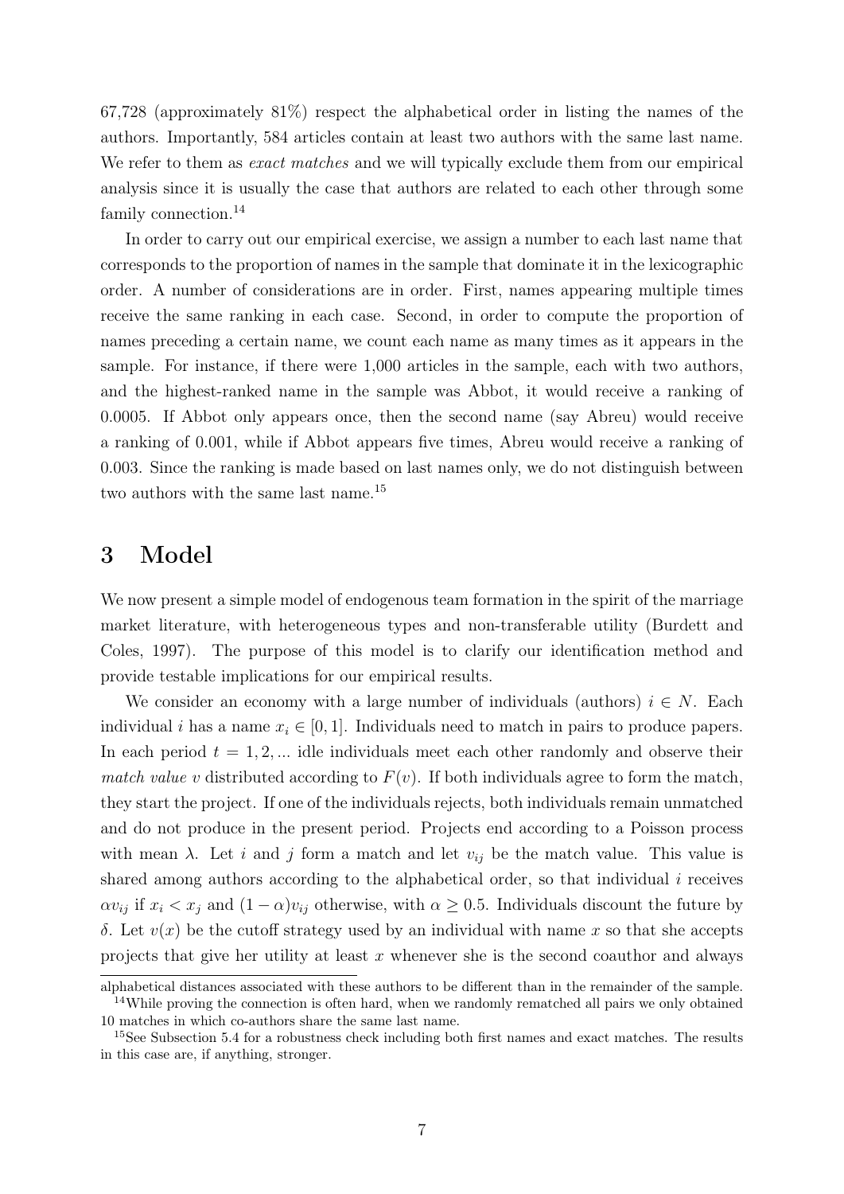67,728 (approximately 81%) respect the alphabetical order in listing the names of the authors. Importantly, 584 articles contain at least two authors with the same last name. We refer to them as *exact matches* and we will typically exclude them from our empirical analysis since it is usually the case that authors are related to each other through some family connection.[14]

In order to carry out our empirical exercise, we assign a number to each last name that corresponds to the proportion of names in the sample that dominate it in the lexicographic order. A number of considerations are in order. First, names appearing multiple times receive the same ranking in each case. Second, in order to compute the proportion of names preceding a certain name, we count each name as many times as it appears in the sample. For instance, if there were 1,000 articles in the sample, each with two authors, and the highest-ranked name in the sample was Abbot, it would receive a ranking of 0.0005. If Abbot only appears once, then the second name (say Abreu) would receive a ranking of 0.001, while if Abbot appears five times, Abreu would receive a ranking of 0.003. Since the ranking is made based on last names only, we do not distinguish between two authors with the same last name.[15]

# 3 Model

We now present a simple model of endogenous team formation in the spirit of the marriage market literature, with heterogeneous types and non-transferable utility (Burdett and Coles, 1997). The purpose of this model is to clarify our identification method and provide testable implications for our empirical results.

We consider an economy with a large number of individuals (authors) $i \in N$. Each individual $i$ has a name $x_i \in [0, 1]$. Individuals need to match in pairs to produce papers. In each period $t = 1, 2, ...$ idle individuals meet each other randomly and observe their *match value* $v$ distributed according to $F(v)$. If both individuals agree to form the match, they start the project. If one of the individuals rejects, both individuals remain unmatched and do not produce in the present period. Projects end according to a Poisson process with mean $\lambda$. Let $i$ and $j$ form a match and let $v_{ij}$ be the match value. This value is shared among authors according to the alphabetical order, so that individual $i$ receives $\alpha v_{ij}$ if $x_i < x_j$ and $(1 - \alpha)v_{ij}$ otherwise, with $\alpha \geq 0.5$. Individuals discount the future by $\delta$. Let $v(x)$ be the cutoff strategy used by an individual with name $x$ so that she accepts projects that give her utility at least $x$ whenever she is the second coauthor and always

alphabetical distances associated with these authors to be different than in the remainder of the sample.

[14] While proving the connection is often hard, when we randomly rematched all pairs we only obtained 10 matches in which co-authors share the same last name.

[15] See Subsection 5.4 for a robustness check including both first names and exact matches. The results in this case are, if anything, stronger.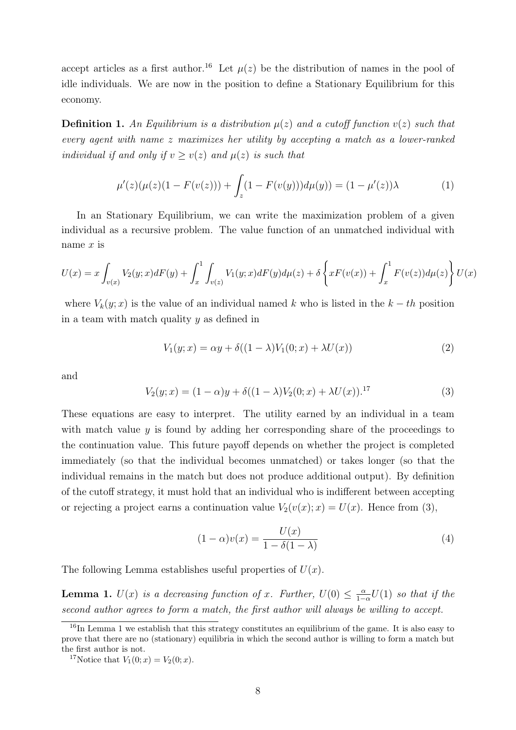accept articles as a first author.[16] Let $\mu(z)$ be the distribution of names in the pool of idle individuals. We are now in the position to define a Stationary Equilibrium for this economy.

**Definition 1.** *An Equilibrium is a distribution $\mu(z)$ and a cutoff function $v(z)$ such that every agent with name $z$ maximizes her utility by accepting a match as a lower-ranked individual if and only if $v \geq v(z)$ and $\mu(z)$ is such that*

$$\mu'(z)(\mu(z)(1 - F(v(z))) + \int_{z} (1 - F(v(y)))d\mu(y)) = (1 - \mu'(z))\lambda \tag{1}$$

In an Stationary Equilibrium, we can write the maximization problem of a given individual as a recursive problem. The value function of an unmatched individual with name $x$ is

$$U(x) = x \int_{v(x)} V_2(y;x)dF(y) + \int_x^1 \int_{v(z)} V_1(y;x)dF(y)d\mu(z) + \delta \left\{ xF(v(x)) + \int_x^1 F(v(z))d\mu(z) \right\} U(x)$$

where $V_k(y;x)$ is the value of an individual named $k$ who is listed in the $k-th$ position in a team with match quality $y$ as defined in

$$V_1(y;x) = \alpha y + \delta((1 - \lambda)V_1(0;x) + \lambda U(x)) \tag{2}$$

and

$$V_2(y;x) = (1 - \alpha)y + \delta((1 - \lambda)V_2(0;x) + \lambda U(x)).\text{[17]} \tag{3}$$

These equations are easy to interpret. The utility earned by an individual in a team with match value $y$ is found by adding her corresponding share of the proceedings to the continuation value. This future payoff depends on whether the project is completed immediately (so that the individual becomes unmatched) or takes longer (so that the individual remains in the match but does not produce additional output). By definition of the cutoff strategy, it must hold that an individual who is indifferent between accepting or rejecting a project earns a continuation value $V_2(v(x);x) = U(x)$. Hence from (3),

$$(1 - \alpha)v(x) = \frac{U(x)}{1 - \delta(1 - \lambda)} \tag{4}$$

The following Lemma establishes useful properties of $U(x)$.

**Lemma 1.** *$U(x)$ is a decreasing function of $x$. Further, $U(0) \leq \frac{\alpha}{1-\alpha}U(1)$ so that if the second author agrees to form a match, the first author will always be willing to accept.*

[16] In Lemma 1 we establish that this strategy constitutes an equilibrium of the game. It is also easy to prove that there are no (stationary) equilibria in which the second author is willing to form a match but the first author is not.

[17] Notice that $V_1(0;x) = V_2(0;x)$.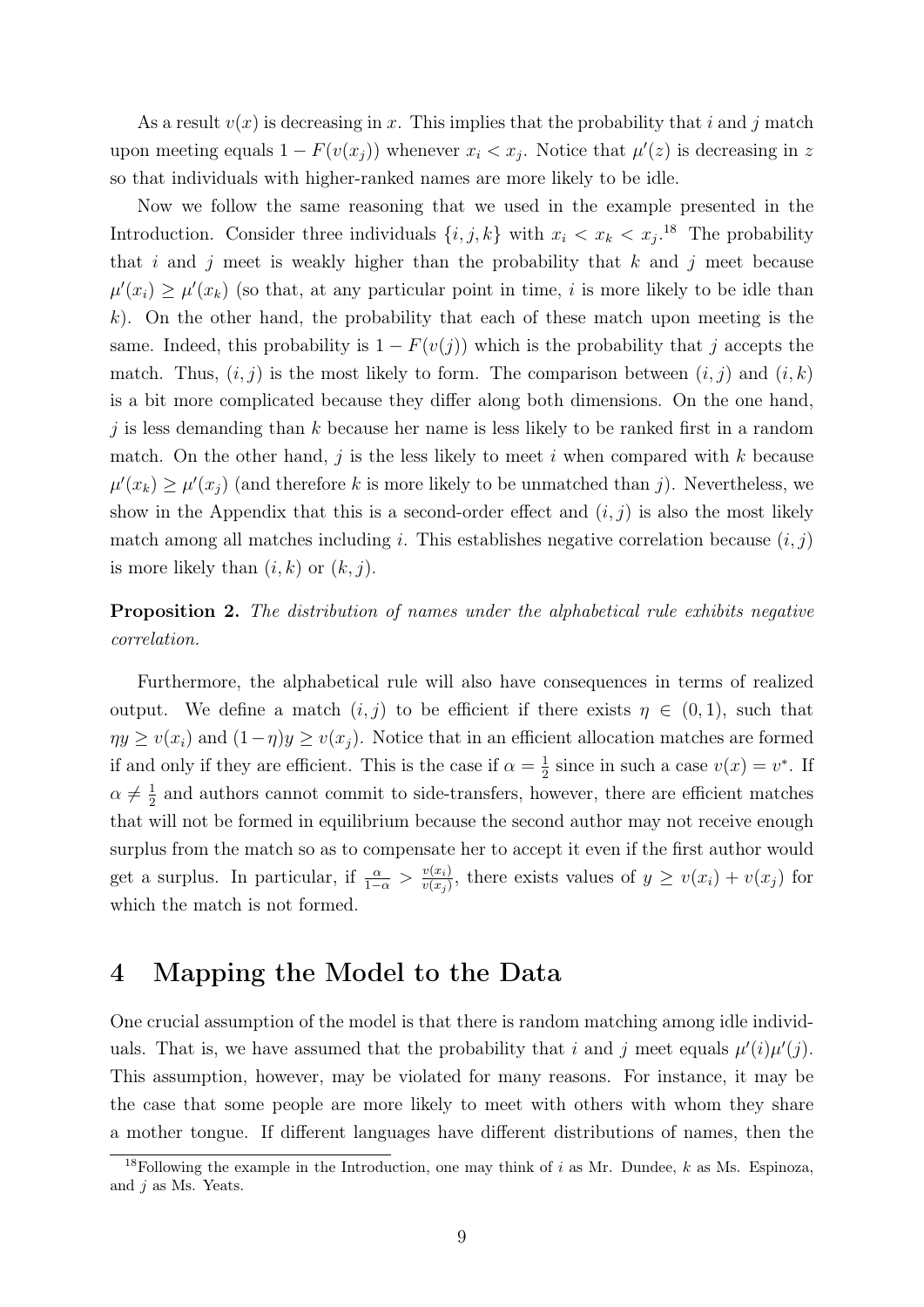As a result $v(x)$ is decreasing in $x$. This implies that the probability that $i$ and $j$ match upon meeting equals $1 - F(v(x_j))$ whenever $x_i < x_j$. Notice that $\mu'(z)$ is decreasing in $z$ so that individuals with higher-ranked names are more likely to be idle.

Now we follow the same reasoning that we used in the example presented in the Introduction. Consider three individuals $\{i, j, k\}$ with $x_i < x_k < x_j$.[18] The probability that $i$ and $j$ meet is weakly higher than the probability that $k$ and $j$ meet because $\mu'(x_i) \geq \mu'(x_k)$ (so that, at any particular point in time, $i$ is more likely to be idle than $k$). On the other hand, the probability that each of these match upon meeting is the same. Indeed, this probability is $1 - F(v(j))$ which is the probability that $j$ accepts the match. Thus, $(i, j)$ is the most likely to form. The comparison between $(i, j)$ and $(i, k)$ is a bit more complicated because they differ along both dimensions. On the one hand, $j$ is less demanding than $k$ because her name is less likely to be ranked first in a random match. On the other hand, $j$ is the less likely to meet $i$ when compared with $k$ because $\mu'(x_k) \geq \mu'(x_j)$ (and therefore $k$ is more likely to be unmatched than $j$). Nevertheless, we show in the Appendix that this is a second-order effect and $(i, j)$ is also the most likely match among all matches including $i$. This establishes negative correlation because $(i, j)$ is more likely than $(i, k)$ or $(k, j)$.

**Proposition 2.** *The distribution of names under the alphabetical rule exhibits negative correlation.*

Furthermore, the alphabetical rule will also have consequences in terms of realized output. We define a match $(i, j)$ to be efficient if there exists $\eta \in (0, 1)$, such that $\eta y \geq v(x_i)$ and $(1 - \eta)y \geq v(x_j)$. Notice that in an efficient allocation matches are formed if and only if they are efficient. This is the case if $\alpha = \frac{1}{2}$ since in such a case $v(x) = v^*$. If $\alpha \neq \frac{1}{2}$ and authors cannot commit to side-transfers, however, there are efficient matches that will not be formed in equilibrium because the second author may not receive enough surplus from the match so as to compensate her to accept it even if the first author would get a surplus. In particular, if $\frac{\alpha}{1-\alpha} > \frac{v(x_i)}{v(x_j)}$, there exists values of $y \geq v(x_i) + v(x_j)$ for which the match is not formed.

# 4 Mapping the Model to the Data

One crucial assumption of the model is that there is random matching among idle individuals. That is, we have assumed that the probability that $i$ and $j$ meet equals $\mu'(i)\mu'(j)$. This assumption, however, may be violated for many reasons. For instance, it may be the case that some people are more likely to meet with others with whom they share a mother tongue. If different languages have different distributions of names, then the

[18] Following the example in the Introduction, one may think of $i$ as Mr. Dundee, $k$ as Ms. Espinoza, and $j$ as Ms. Yeats.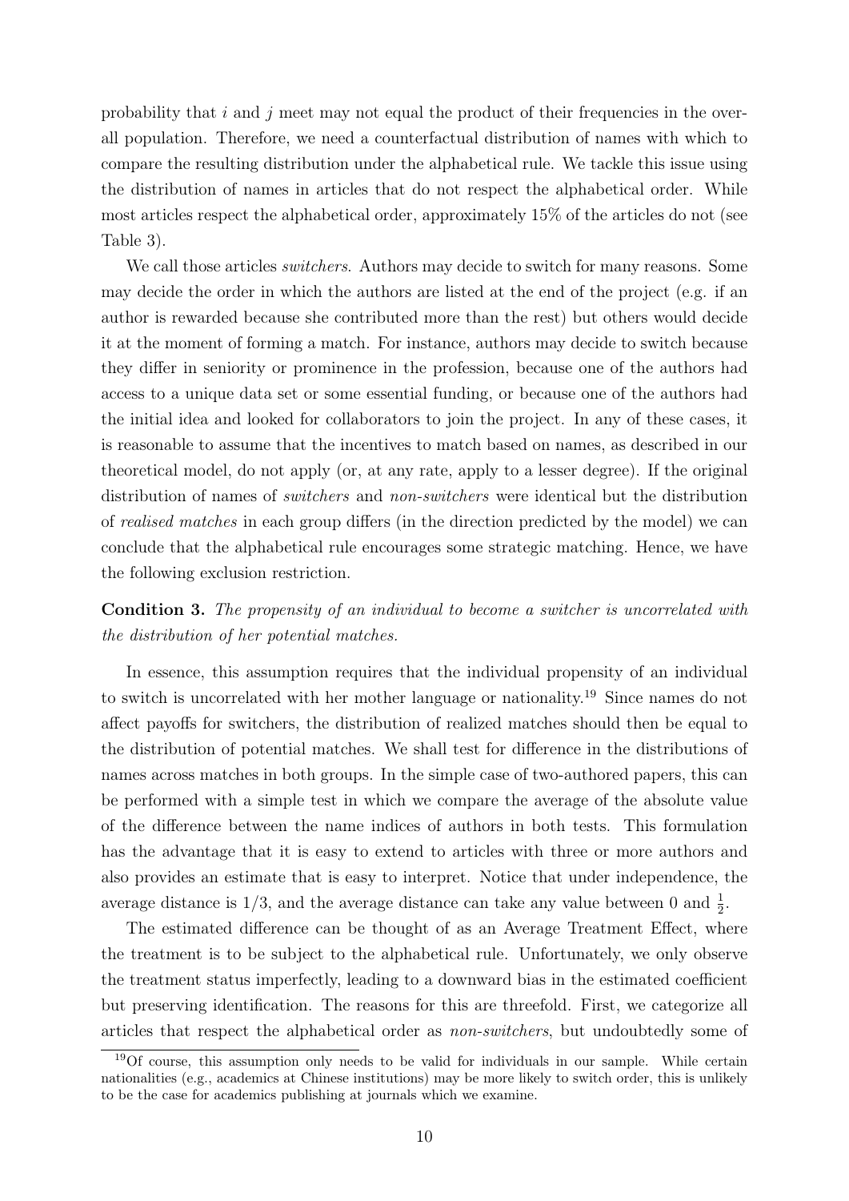probability that $i$ and $j$ meet may not equal the product of their frequencies in the overall population. Therefore, we need a counterfactual distribution of names with which to compare the resulting distribution under the alphabetical rule. We tackle this issue using the distribution of names in articles that do not respect the alphabetical order. While most articles respect the alphabetical order, approximately 15% of the articles do not (see Table 3).

We call those articles *switchers*. Authors may decide to switch for many reasons. Some may decide the order in which the authors are listed at the end of the project (e.g. if an author is rewarded because she contributed more than the rest) but others would decide it at the moment of forming a match. For instance, authors may decide to switch because they differ in seniority or prominence in the profession, because one of the authors had access to a unique data set or some essential funding, or because one of the authors had the initial idea and looked for collaborators to join the project. In any of these cases, it is reasonable to assume that the incentives to match based on names, as described in our theoretical model, do not apply (or, at any rate, apply to a lesser degree). If the original distribution of names of *switchers* and *non-switchers* were identical but the distribution of *realised matches* in each group differs (in the direction predicted by the model) we can conclude that the alphabetical rule encourages some strategic matching. Hence, we have the following exclusion restriction.

**Condition 3.** *The propensity of an individual to become a switcher is uncorrelated with the distribution of her potential matches.*

In essence, this assumption requires that the individual propensity of an individual to switch is uncorrelated with her mother language or nationality.[19] Since names do not affect payoffs for switchers, the distribution of realized matches should then be equal to the distribution of potential matches. We shall test for difference in the distributions of names across matches in both groups. In the simple case of two-authored papers, this can be performed with a simple test in which we compare the average of the absolute value of the difference between the name indices of authors in both tests. This formulation has the advantage that it is easy to extend to articles with three or more authors and also provides an estimate that is easy to interpret. Notice that under independence, the average distance is $1/3$, and the average distance can take any value between 0 and $\frac{1}{2}$.

The estimated difference can be thought of as an Average Treatment Effect, where the treatment is to be subject to the alphabetical rule. Unfortunately, we only observe the treatment status imperfectly, leading to a downward bias in the estimated coefficient but preserving identification. The reasons for this are threefold. First, we categorize all articles that respect the alphabetical order as *non-switchers*, but undoubtedly some of

[19]Of course, this assumption only needs to be valid for individuals in our sample. While certain nationalities (e.g., academics at Chinese institutions) may be more likely to switch order, this is unlikely to be the case for academics publishing at journals which we examine.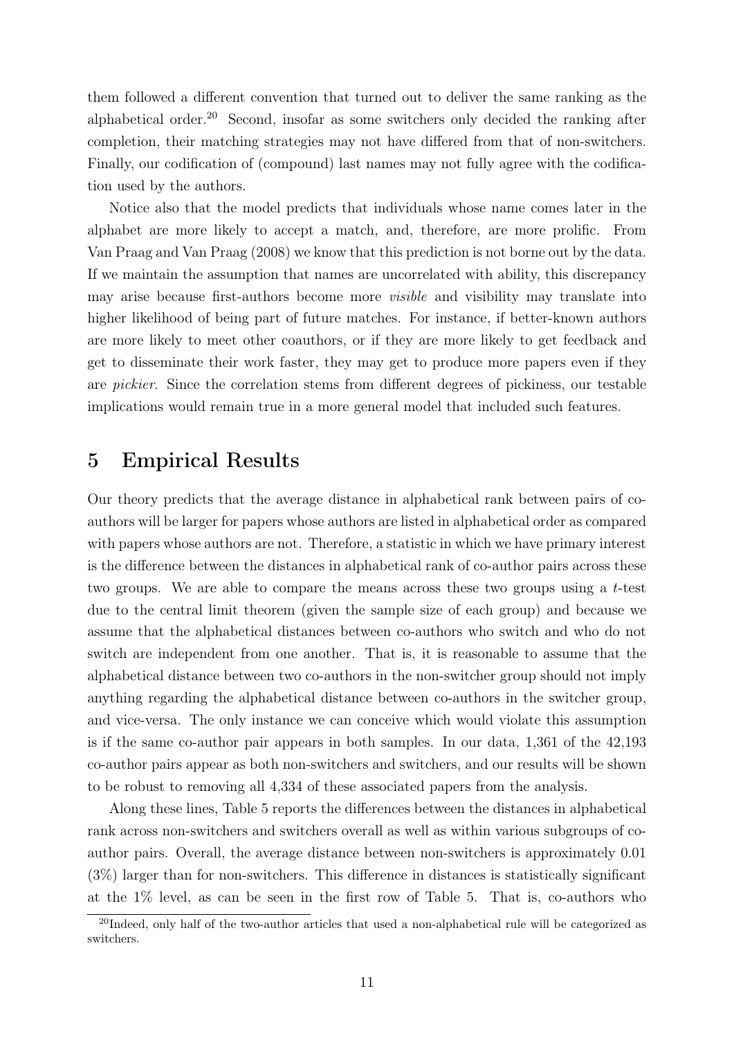them followed a different convention that turned out to deliver the same ranking as the alphabetical order.[20] Second, insofar as some switchers only decided the ranking after completion, their matching strategies may not have differed from that of non-switchers. Finally, our codification of (compound) last names may not fully agree with the codification used by the authors.

Notice also that the model predicts that individuals whose name comes later in the alphabet are more likely to accept a match, and, therefore, are more prolific. From Van Praag and Van Praag (2008) we know that this prediction is not borne out by the data. If we maintain the assumption that names are uncorrelated with ability, this discrepancy may arise because first-authors become more *visible* and visibility may translate into higher likelihood of being part of future matches. For instance, if better-known authors are more likely to meet other coauthors, or if they are more likely to get feedback and get to disseminate their work faster, they may get to produce more papers even if they are *pickier*. Since the correlation stems from different degrees of pickiness, our testable implications would remain true in a more general model that included such features.

# 5 Empirical Results

Our theory predicts that the average distance in alphabetical rank between pairs of co-authors will be larger for papers whose authors are listed in alphabetical order as compared with papers whose authors are not. Therefore, a statistic in which we have primary interest is the difference between the distances in alphabetical rank of co-author pairs across these two groups. We are able to compare the means across these two groups using a $t$-test due to the central limit theorem (given the sample size of each group) and because we assume that the alphabetical distances between co-authors who switch and who do not switch are independent from one another. That is, it is reasonable to assume that the alphabetical distance between two co-authors in the non-switcher group should not imply anything regarding the alphabetical distance between co-authors in the switcher group, and vice-versa. The only instance we can conceive which would violate this assumption is if the same co-author pair appears in both samples. In our data, 1,361 of the 42,193 co-author pairs appear as both non-switchers and switchers, and our results will be shown to be robust to removing all 4,334 of these associated papers from the analysis.

Along these lines, Table 5 reports the differences between the distances in alphabetical rank across non-switchers and switchers overall as well as within various subgroups of co-author pairs. Overall, the average distance between non-switchers is approximately 0.01 (3%) larger than for non-switchers. This difference in distances is statistically significant at the 1% level, as can be seen in the first row of Table 5. That is, co-authors who

[20] Indeed, only half of the two-author articles that used a non-alphabetical rule will be categorized as switchers.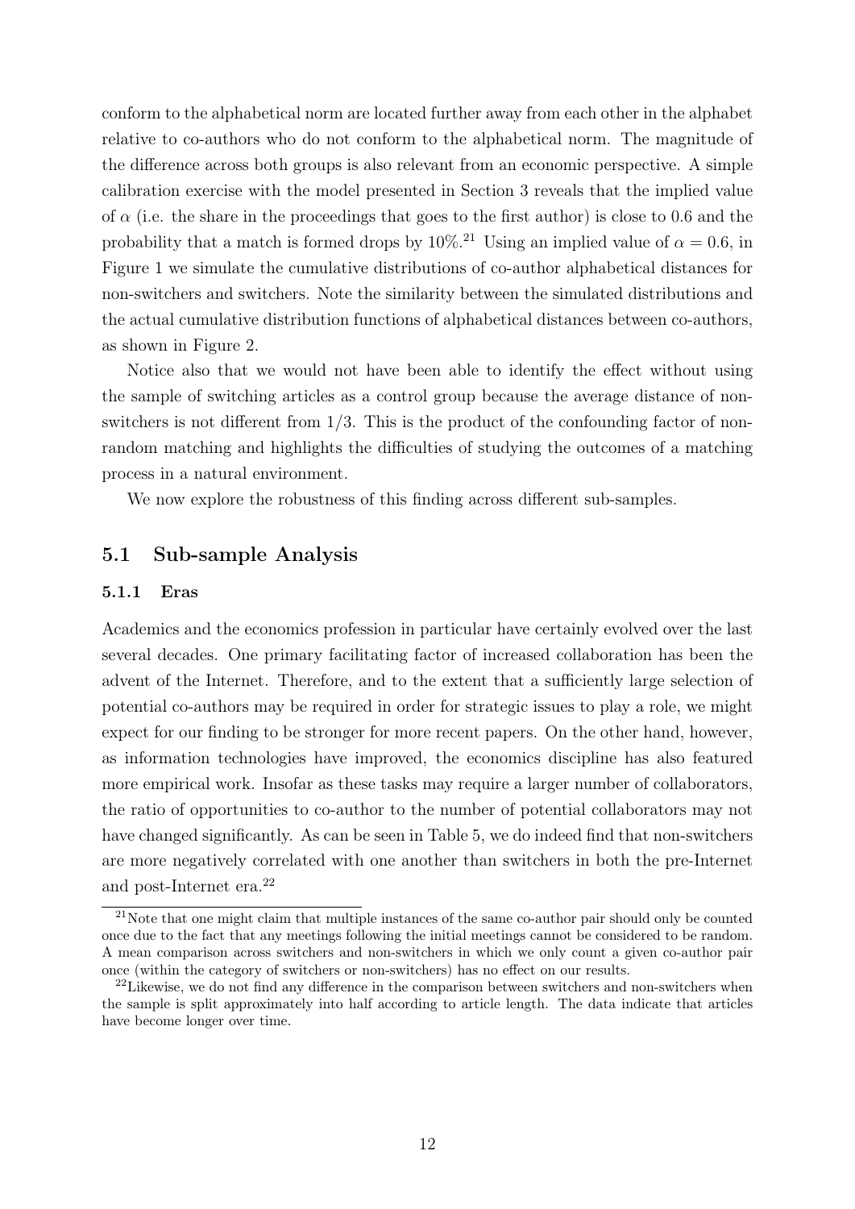conform to the alphabetical norm are located further away from each other in the alphabet relative to co-authors who do not conform to the alphabetical norm. The magnitude of the difference across both groups is also relevant from an economic perspective. A simple calibration exercise with the model presented in Section 3 reveals that the implied value of $\alpha$ (i.e. the share in the proceedings that goes to the first author) is close to 0.6 and the probability that a match is formed drops by 10%.[21] Using an implied value of $\alpha = 0.6$, in Figure 1 we simulate the cumulative distributions of co-author alphabetical distances for non-switchers and switchers. Note the similarity between the simulated distributions and the actual cumulative distribution functions of alphabetical distances between co-authors, as shown in Figure 2.

Notice also that we would not have been able to identify the effect without using the sample of switching articles as a control group because the average distance of non-switchers is not different from 1/3. This is the product of the confounding factor of non-random matching and highlights the difficulties of studying the outcomes of a matching process in a natural environment.

We now explore the robustness of this finding across different sub-samples.

## 5.1 Sub-sample Analysis

### 5.1.1 Eras

Academics and the economics profession in particular have certainly evolved over the last several decades. One primary facilitating factor of increased collaboration has been the advent of the Internet. Therefore, and to the extent that a sufficiently large selection of potential co-authors may be required in order for strategic issues to play a role, we might expect for our finding to be stronger for more recent papers. On the other hand, however, as information technologies have improved, the economics discipline has also featured more empirical work. Insofar as these tasks may require a larger number of collaborators, the ratio of opportunities to co-author to the number of potential collaborators may not have changed significantly. As can be seen in Table 5, we do indeed find that non-switchers are more negatively correlated with one another than switchers in both the pre-Internet and post-Internet era.[22]

[21] Note that one might claim that multiple instances of the same co-author pair should only be counted once due to the fact that any meetings following the initial meetings cannot be considered to be random. A mean comparison across switchers and non-switchers in which we only count a given co-author pair once (within the category of switchers or non-switchers) has no effect on our results.

[22] Likewise, we do not find any difference in the comparison between switchers and non-switchers when the sample is split approximately into half according to article length. The data indicate that articles have become longer over time.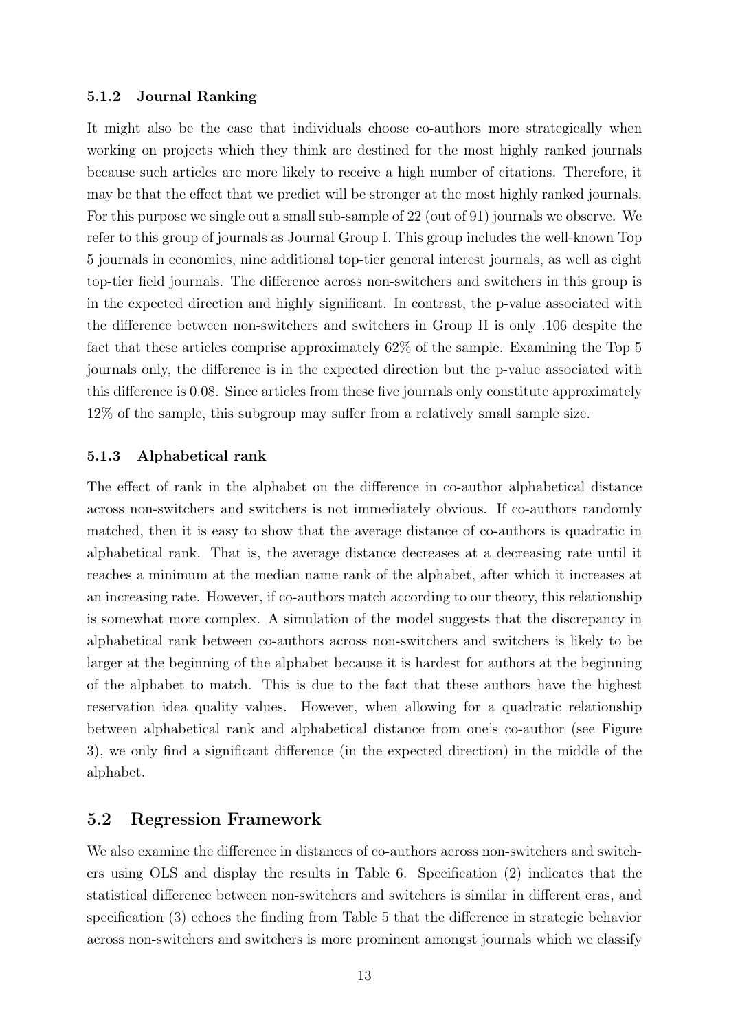#### 5.1.2 Journal Ranking

It might also be the case that individuals choose co-authors more strategically when working on projects which they think are destined for the most highly ranked journals because such articles are more likely to receive a high number of citations. Therefore, it may be that the effect that we predict will be stronger at the most highly ranked journals. For this purpose we single out a small sub-sample of 22 (out of 91) journals we observe. We refer to this group of journals as Journal Group I. This group includes the well-known Top 5 journals in economics, nine additional top-tier general interest journals, as well as eight top-tier field journals. The difference across non-switchers and switchers in this group is in the expected direction and highly significant. In contrast, the p-value associated with the difference between non-switchers and switchers in Group II is only .106 despite the fact that these articles comprise approximately 62% of the sample. Examining the Top 5 journals only, the difference is in the expected direction but the p-value associated with this difference is 0.08. Since articles from these five journals only constitute approximately 12% of the sample, this subgroup may suffer from a relatively small sample size.

#### 5.1.3 Alphabetical rank

The effect of rank in the alphabet on the difference in co-author alphabetical distance across non-switchers and switchers is not immediately obvious. If co-authors randomly matched, then it is easy to show that the average distance of co-authors is quadratic in alphabetical rank. That is, the average distance decreases at a decreasing rate until it reaches a minimum at the median name rank of the alphabet, after which it increases at an increasing rate. However, if co-authors match according to our theory, this relationship is somewhat more complex. A simulation of the model suggests that the discrepancy in alphabetical rank between co-authors across non-switchers and switchers is likely to be larger at the beginning of the alphabet because it is hardest for authors at the beginning of the alphabet to match. This is due to the fact that these authors have the highest reservation idea quality values. However, when allowing for a quadratic relationship between alphabetical rank and alphabetical distance from one's co-author (see Figure 3), we only find a significant difference (in the expected direction) in the middle of the alphabet.

### 5.2 Regression Framework

We also examine the difference in distances of co-authors across non-switchers and switchers using OLS and display the results in Table 6. Specification (2) indicates that the statistical difference between non-switchers and switchers is similar in different eras, and specification (3) echoes the finding from Table 5 that the difference in strategic behavior across non-switchers and switchers is more prominent amongst journals which we classify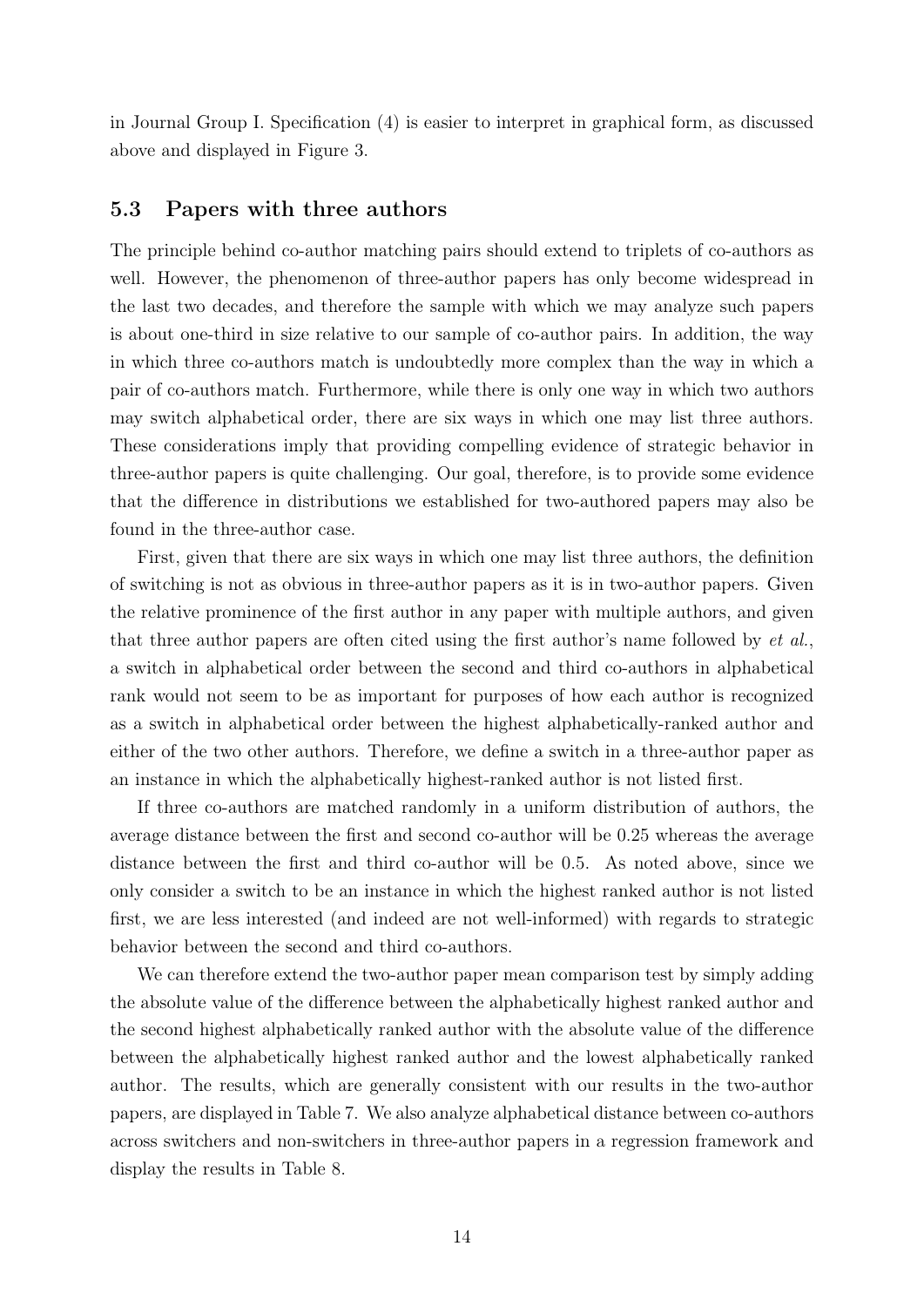in Journal Group I. Specification (4) is easier to interpret in graphical form, as discussed above and displayed in Figure 3.

### 5.3 Papers with three authors

The principle behind co-author matching pairs should extend to triplets of co-authors as well. However, the phenomenon of three-author papers has only become widespread in the last two decades, and therefore the sample with which we may analyze such papers is about one-third in size relative to our sample of co-author pairs. In addition, the way in which three co-authors match is undoubtedly more complex than the way in which a pair of co-authors match. Furthermore, while there is only one way in which two authors may switch alphabetical order, there are six ways in which one may list three authors. These considerations imply that providing compelling evidence of strategic behavior in three-author papers is quite challenging. Our goal, therefore, is to provide some evidence that the difference in distributions we established for two-authored papers may also be found in the three-author case.

First, given that there are six ways in which one may list three authors, the definition of switching is not as obvious in three-author papers as it is in two-author papers. Given the relative prominence of the first author in any paper with multiple authors, and given that three author papers are often cited using the first author's name followed by *et al.*, a switch in alphabetical order between the second and third co-authors in alphabetical rank would not seem to be as important for purposes of how each author is recognized as a switch in alphabetical order between the highest alphabetically-ranked author and either of the two other authors. Therefore, we define a switch in a three-author paper as an instance in which the alphabetically highest-ranked author is not listed first.

If three co-authors are matched randomly in a uniform distribution of authors, the average distance between the first and second co-author will be 0.25 whereas the average distance between the first and third co-author will be 0.5. As noted above, since we only consider a switch to be an instance in which the highest ranked author is not listed first, we are less interested (and indeed are not well-informed) with regards to strategic behavior between the second and third co-authors.

We can therefore extend the two-author paper mean comparison test by simply adding the absolute value of the difference between the alphabetically highest ranked author and the second highest alphabetically ranked author with the absolute value of the difference between the alphabetically highest ranked author and the lowest alphabetically ranked author. The results, which are generally consistent with our results in the two-author papers, are displayed in Table 7. We also analyze alphabetical distance between co-authors across switchers and non-switchers in three-author papers in a regression framework and display the results in Table 8.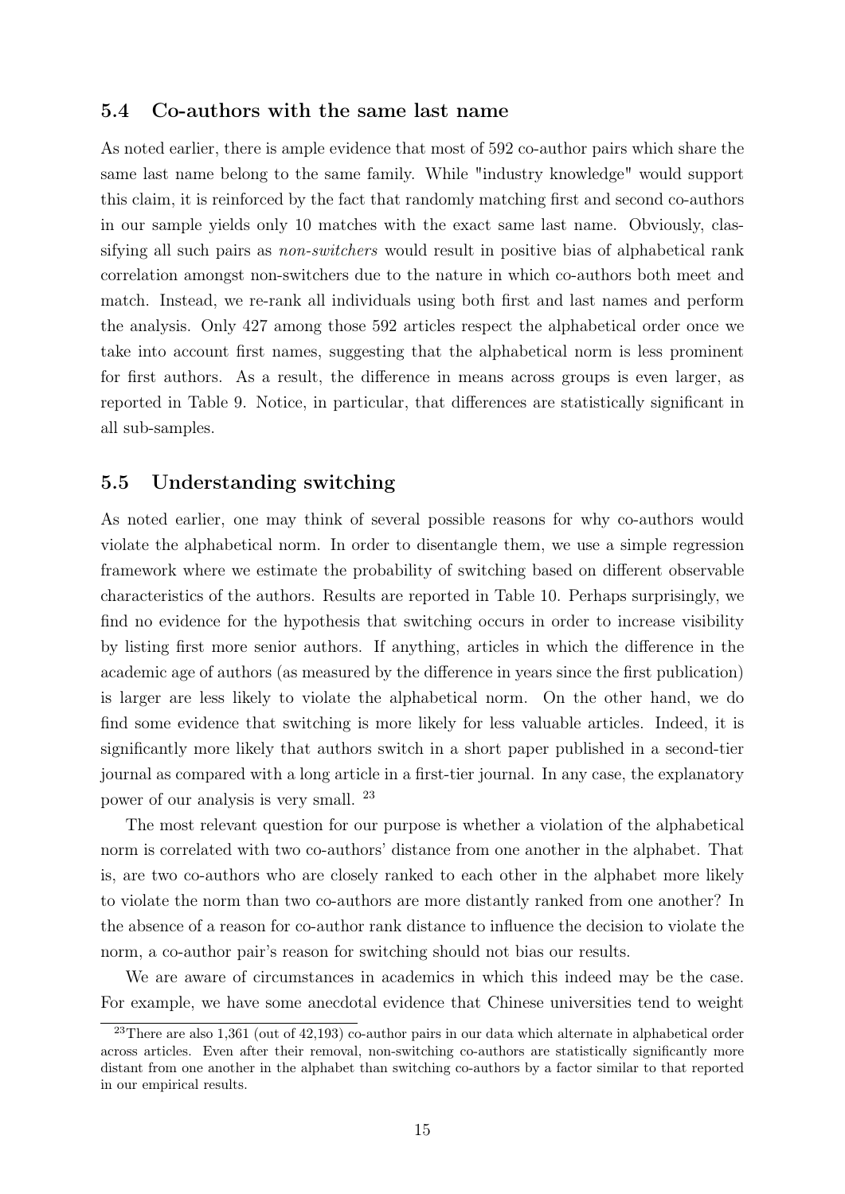### 5.4 Co-authors with the same last name

As noted earlier, there is ample evidence that most of 592 co-author pairs which share the same last name belong to the same family. While "industry knowledge" would support this claim, it is reinforced by the fact that randomly matching first and second co-authors in our sample yields only 10 matches with the exact same last name. Obviously, classifying all such pairs as *non-switchers* would result in positive bias of alphabetical rank correlation amongst non-switchers due to the nature in which co-authors both meet and match. Instead, we re-rank all individuals using both first and last names and perform the analysis. Only 427 among those 592 articles respect the alphabetical order once we take into account first names, suggesting that the alphabetical norm is less prominent for first authors. As a result, the difference in means across groups is even larger, as reported in Table 9. Notice, in particular, that differences are statistically significant in all sub-samples.

### 5.5 Understanding switching

As noted earlier, one may think of several possible reasons for why co-authors would violate the alphabetical norm. In order to disentangle them, we use a simple regression framework where we estimate the probability of switching based on different observable characteristics of the authors. Results are reported in Table 10. Perhaps surprisingly, we find no evidence for the hypothesis that switching occurs in order to increase visibility by listing first more senior authors. If anything, articles in which the difference in the academic age of authors (as measured by the difference in years since the first publication) is larger are less likely to violate the alphabetical norm. On the other hand, we do find some evidence that switching is more likely for less valuable articles. Indeed, it is significantly more likely that authors switch in a short paper published in a second-tier journal as compared with a long article in a first-tier journal. In any case, the explanatory power of our analysis is very small. [23]

The most relevant question for our purpose is whether a violation of the alphabetical norm is correlated with two co-authors' distance from one another in the alphabet. That is, are two co-authors who are closely ranked to each other in the alphabet more likely to violate the norm than two co-authors are more distantly ranked from one another? In the absence of a reason for co-author rank distance to influence the decision to violate the norm, a co-author pair's reason for switching should not bias our results.

We are aware of circumstances in academics in which this indeed may be the case. For example, we have some anecdotal evidence that Chinese universities tend to weight

[23] There are also 1,361 (out of 42,193) co-author pairs in our data which alternate in alphabetical order across articles. Even after their removal, non-switching co-authors are statistically significantly more distant from one another in the alphabet than switching co-authors by a factor similar to that reported in our empirical results.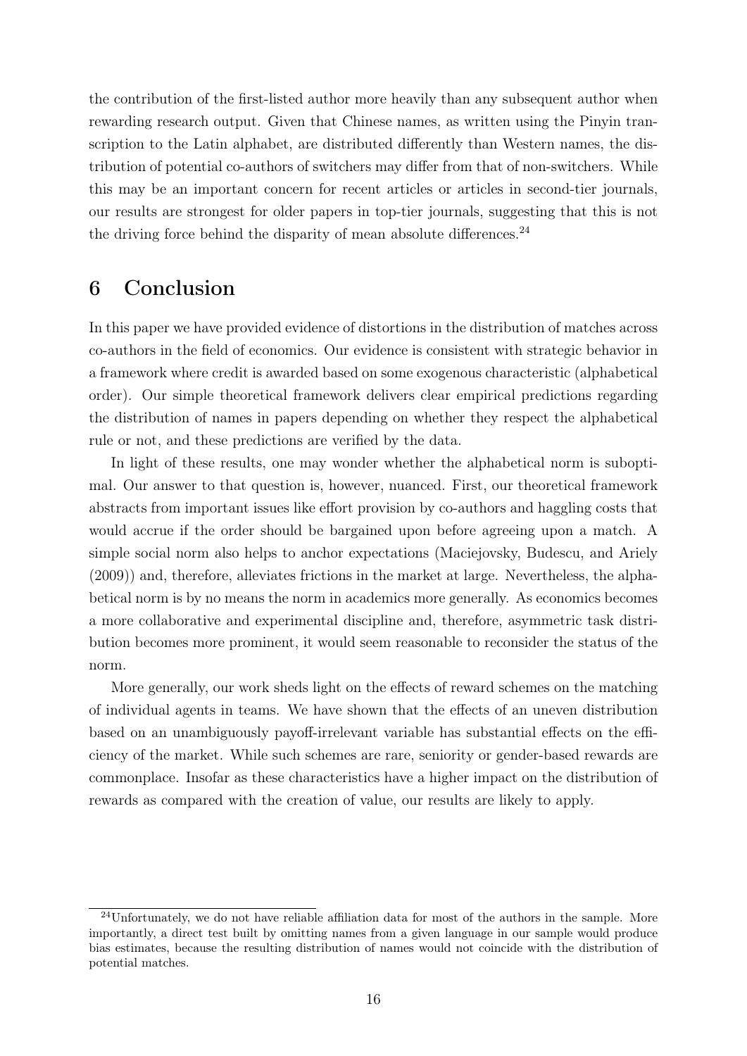the contribution of the first-listed author more heavily than any subsequent author when rewarding research output. Given that Chinese names, as written using the Pinyin transcription to the Latin alphabet, are distributed differently than Western names, the distribution of potential co-authors of switchers may differ from that of non-switchers. While this may be an important concern for recent articles or articles in second-tier journals, our results are strongest for older papers in top-tier journals, suggesting that this is not the driving force behind the disparity of mean absolute differences.[24]

# 6 Conclusion

In this paper we have provided evidence of distortions in the distribution of matches across co-authors in the field of economics. Our evidence is consistent with strategic behavior in a framework where credit is awarded based on some exogenous characteristic (alphabetical order). Our simple theoretical framework delivers clear empirical predictions regarding the distribution of names in papers depending on whether they respect the alphabetical rule or not, and these predictions are verified by the data.

In light of these results, one may wonder whether the alphabetical norm is suboptimal. Our answer to that question is, however, nuanced. First, our theoretical framework abstracts from important issues like effort provision by co-authors and haggling costs that would accrue if the order should be bargained upon before agreeing upon a match. A simple social norm also helps to anchor expectations (Maciejovsky, Budescu, and Ariely (2009)) and, therefore, alleviates frictions in the market at large. Nevertheless, the alphabetical norm is by no means the norm in academics more generally. As economics becomes a more collaborative and experimental discipline and, therefore, asymmetric task distribution becomes more prominent, it would seem reasonable to reconsider the status of the norm.

More generally, our work sheds light on the effects of reward schemes on the matching of individual agents in teams. We have shown that the effects of an uneven distribution based on an unambiguously payoff-irrelevant variable has substantial effects on the efficiency of the market. While such schemes are rare, seniority or gender-based rewards are commonplace. Insofar as these characteristics have a higher impact on the distribution of rewards as compared with the creation of value, our results are likely to apply.

---

[24]Unfortunately, we do not have reliable affiliation data for most of the authors in the sample. More importantly, a direct test built by omitting names from a given language in our sample would produce bias estimates, because the resulting distribution of names would not coincide with the distribution of potential matches.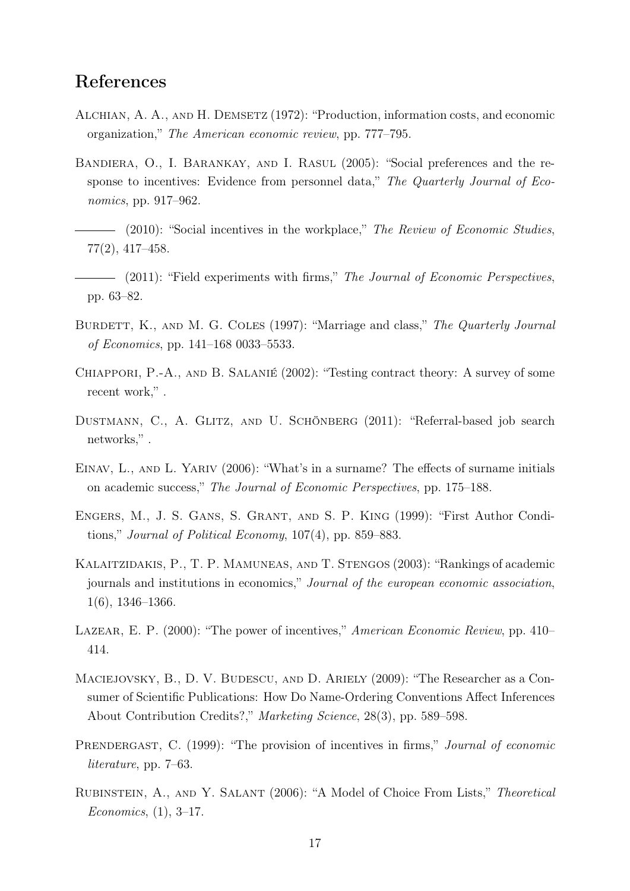## References

Alchian, A. A., and H. Demsetz (1972): "Production, information costs, and economic organization," *The American economic review*, pp. 777–795.

Bandiera, O., I. Barankay, and I. Rasul (2005): "Social preferences and the response to incentives: Evidence from personnel data," *The Quarterly Journal of Economics*, pp. 917–962.

——— (2010): "Social incentives in the workplace," *The Review of Economic Studies*, 77(2), 417–458.

——— (2011): "Field experiments with firms," *The Journal of Economic Perspectives*, pp. 63–82.

Burdett, K., and M. G. Coles (1997): "Marriage and class," *The Quarterly Journal of Economics*, pp. 141–168 0033–5533.

Chiappori, P.-A., and B. Salanié (2002): "Testing contract theory: A survey of some recent work," .

Dustmann, C., A. Glitz, and U. Schönberg (2011): "Referral-based job search networks," .

Einav, L., and L. Yariv (2006): "What's in a surname? The effects of surname initials on academic success," *The Journal of Economic Perspectives*, pp. 175–188.

Engers, M., J. S. Gans, S. Grant, and S. P. King (1999): "First Author Conditions," *Journal of Political Economy*, 107(4), pp. 859–883.

Kalaitzidakis, P., T. P. Mamuneas, and T. Stengos (2003): "Rankings of academic journals and institutions in economics," *Journal of the european economic association*, 1(6), 1346–1366.

Lazear, E. P. (2000): "The power of incentives," *American Economic Review*, pp. 410–414.

Maciejovsky, B., D. V. Budescu, and D. Ariely (2009): "The Researcher as a Consumer of Scientific Publications: How Do Name-Ordering Conventions Affect Inferences About Contribution Credits?," *Marketing Science*, 28(3), pp. 589–598.

Prendergast, C. (1999): "The provision of incentives in firms," *Journal of economic literature*, pp. 7–63.

Rubinstein, A., and Y. Salant (2006): "A Model of Choice From Lists," *Theoretical Economics*, (1), 3–17.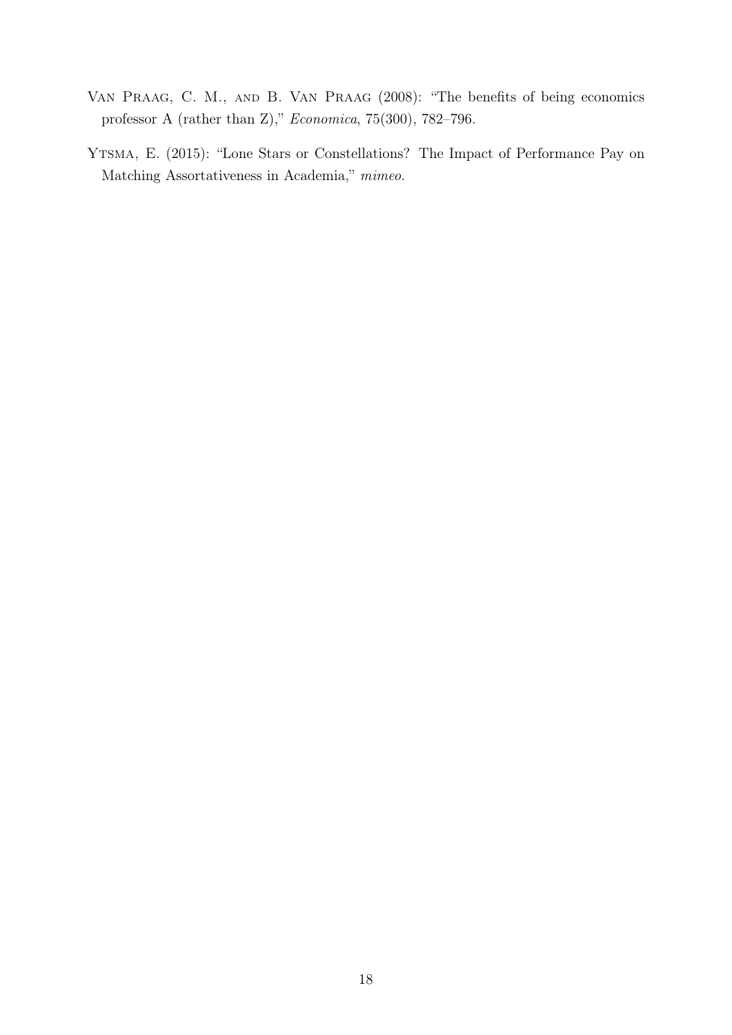Van Praag, C. M., and B. Van Praag (2008): "The benefits of being economics professor A (rather than Z)," *Economica*, 75(300), 782–796.

Ytsma, E. (2015): "Lone Stars or Constellations? The Impact of Performance Pay on Matching Assortativeness in Academia," *mimeo*.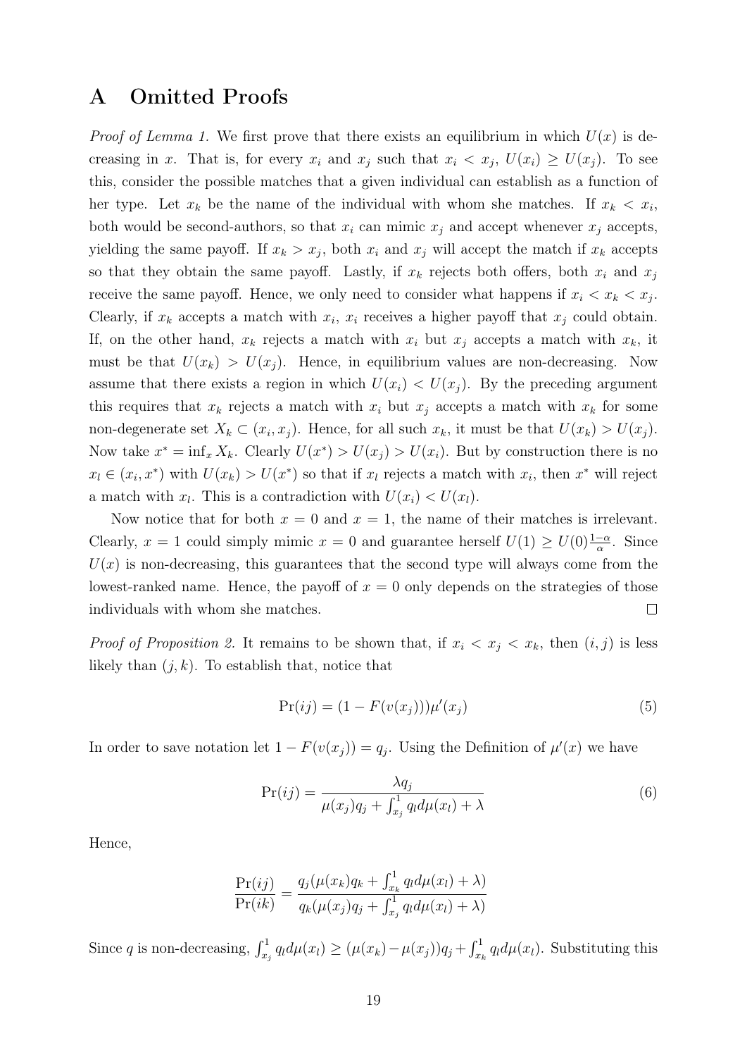# A Omitted Proofs

*Proof of Lemma 1.* We first prove that there exists an equilibrium in which $U(x)$ is decreasing in $x$. That is, for every $x_i$ and $x_j$ such that $x_i < x_j$, $U(x_i) \geq U(x_j)$. To see this, consider the possible matches that a given individual can establish as a function of her type. Let $x_k$ be the name of the individual with whom she matches. If $x_k < x_i$, both would be second-authors, so that $x_i$ can mimic $x_j$ and accept whenever $x_j$ accepts, yielding the same payoff. If $x_k > x_j$, both $x_i$ and $x_j$ will accept the match if $x_k$ accepts so that they obtain the same payoff. Lastly, if $x_k$ rejects both offers, both $x_i$ and $x_j$ receive the same payoff. Hence, we only need to consider what happens if $x_i < x_k < x_j$. Clearly, if $x_k$ accepts a match with $x_i$, $x_i$ receives a higher payoff that $x_j$ could obtain. If, on the other hand, $x_k$ rejects a match with $x_i$ but $x_j$ accepts a match with $x_k$, it must be that $U(x_k) > U(x_j)$. Hence, in equilibrium values are non-decreasing. Now assume that there exists a region in which $U(x_i) < U(x_j)$. By the preceding argument this requires that $x_k$ rejects a match with $x_i$ but $x_j$ accepts a match with $x_k$ for some non-degenerate set $X_k \subset (x_i, x_j)$. Hence, for all such $x_k$, it must be that $U(x_k) > U(x_j)$. Now take $x^* = \inf_x X_k$. Clearly $U(x^*) > U(x_j) > U(x_i)$. But by construction there is no $x_l \in (x_i, x^*)$ with $U(x_k) > U(x^*)$ so that if $x_l$ rejects a match with $x_i$, then $x^*$ will reject a match with $x_l$. This is a contradiction with $U(x_i) < U(x_l)$.

Now notice that for both $x = 0$ and $x = 1$, the name of their matches is irrelevant. Clearly, $x = 1$ could simply mimic $x = 0$ and guarantee herself $U(1) \geq U(0)\frac{1-\alpha}{\alpha}$. Since $U(x)$ is non-decreasing, this guarantees that the second type will always come from the lowest-ranked name. Hence, the payoff of $x = 0$ only depends on the strategies of those individuals with whom she matches. $\square$

*Proof of Proposition 2.* It remains to be shown that, if $x_i < x_j < x_k$, then $(i, j)$ is less likely than $(j, k)$. To establish that, notice that

$$\Pr(ij) = (1 - F(v(x_j)))\mu'(x_j) \tag{5}$$

In order to save notation let $1 - F(v(x_j)) = q_j$. Using the Definition of $\mu'(x)$ we have

$$\Pr(ij) = \frac{\lambda q_j}{\mu(x_j)q_j + \int_{x_j}^1 q_l d\mu(x_l) + \lambda} \tag{6}$$

Hence,

$$\frac{\Pr(ij)}{\Pr(ik)} = \frac{q_j(\mu(x_k)q_k + \int_{x_k}^1 q_l d\mu(x_l) + \lambda)}{q_k(\mu(x_j)q_j + \int_{x_j}^1 q_l d\mu(x_l) + \lambda)}$$

Since $q$ is non-decreasing, $\int_{x_j}^1 q_l d\mu(x_l) \geq (\mu(x_k) - \mu(x_j))q_j + \int_{x_k}^1 q_l d\mu(x_l)$. Substituting this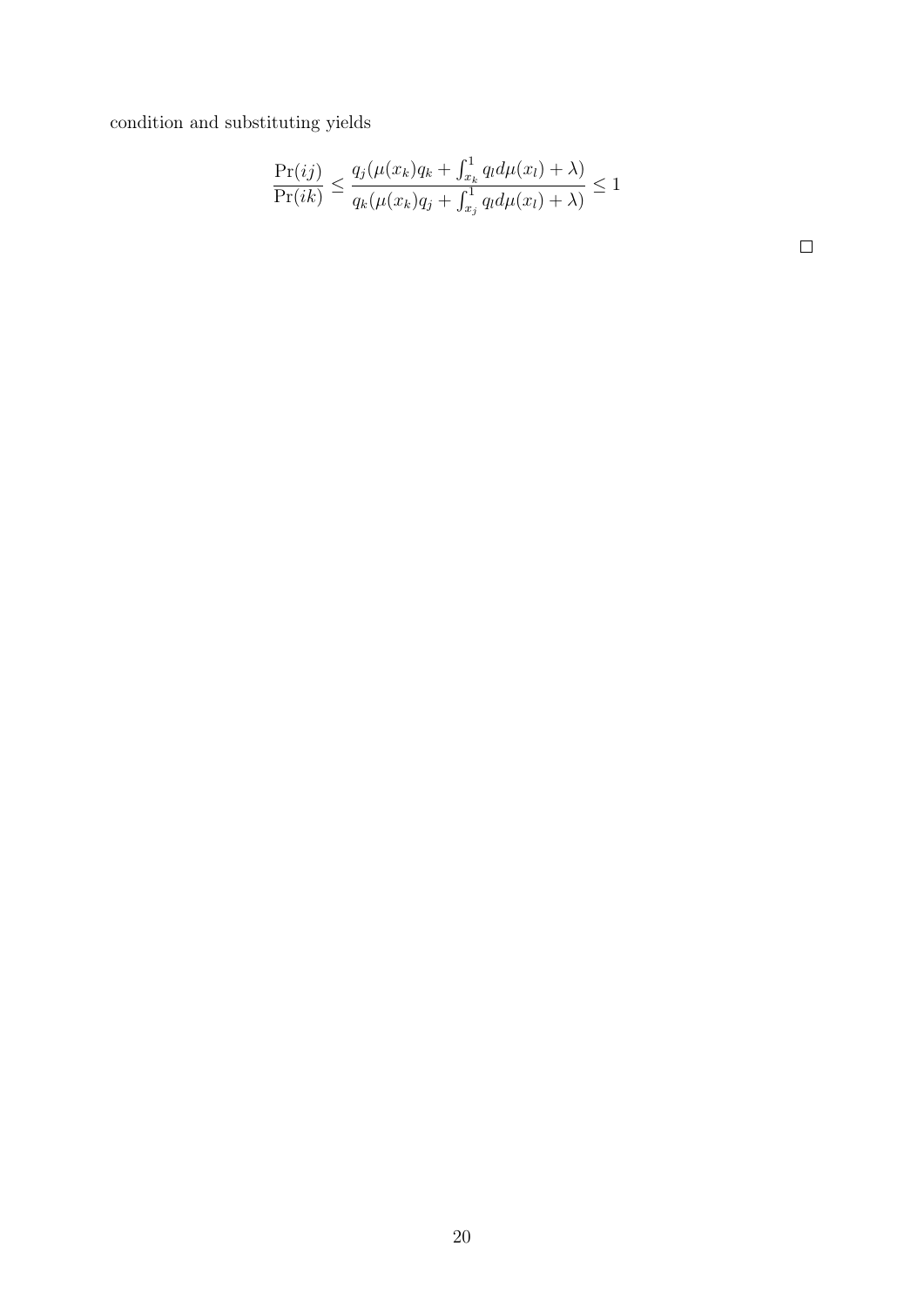condition and substituting yields

$$\frac{\Pr(ij)}{\Pr(ik)} \leq \frac{q_j(\mu(x_k)q_k + \int_{x_k}^{1} q_l d\mu(x_l) + \lambda)}{q_k(\mu(x_k)q_j + \int_{x_j}^{1} q_l d\mu(x_l) + \lambda)} \leq 1$$

□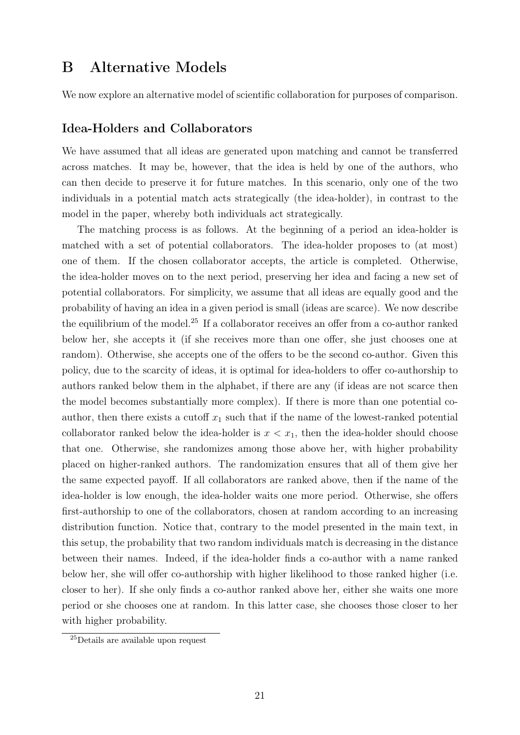# B Alternative Models

We now explore an alternative model of scientific collaboration for purposes of comparison.

### Idea-Holders and Collaborators

We have assumed that all ideas are generated upon matching and cannot be transferred across matches. It may be, however, that the idea is held by one of the authors, who can then decide to preserve it for future matches. In this scenario, only one of the two individuals in a potential match acts strategically (the idea-holder), in contrast to the model in the paper, whereby both individuals act strategically.

The matching process is as follows. At the beginning of a period an idea-holder is matched with a set of potential collaborators. The idea-holder proposes to (at most) one of them. If the chosen collaborator accepts, the article is completed. Otherwise, the idea-holder moves on to the next period, preserving her idea and facing a new set of potential collaborators. For simplicity, we assume that all ideas are equally good and the probability of having an idea in a given period is small (ideas are scarce). We now describe the equilibrium of the model.[25] If a collaborator receives an offer from a co-author ranked below her, she accepts it (if she receives more than one offer, she just chooses one at random). Otherwise, she accepts one of the offers to be the second co-author. Given this policy, due to the scarcity of ideas, it is optimal for idea-holders to offer co-authorship to authors ranked below them in the alphabet, if there are any (if ideas are not scarce then the model becomes substantially more complex). If there is more than one potential co-author, then there exists a cutoff $x_1$ such that if the name of the lowest-ranked potential collaborator ranked below the idea-holder is $x < x_1$, then the idea-holder should choose that one. Otherwise, she randomizes among those above her, with higher probability placed on higher-ranked authors. The randomization ensures that all of them give her the same expected payoff. If all collaborators are ranked above, then if the name of the idea-holder is low enough, the idea-holder waits one more period. Otherwise, she offers first-authorship to one of the collaborators, chosen at random according to an increasing distribution function. Notice that, contrary to the model presented in the main text, in this setup, the probability that two random individuals match is decreasing in the distance between their names. Indeed, if the idea-holder finds a co-author with a name ranked below her, she will offer co-authorship with higher likelihood to those ranked higher (i.e. closer to her). If she only finds a co-author ranked above her, either she waits one more period or she chooses one at random. In this latter case, she chooses those closer to her with higher probability.

[25] Details are available upon request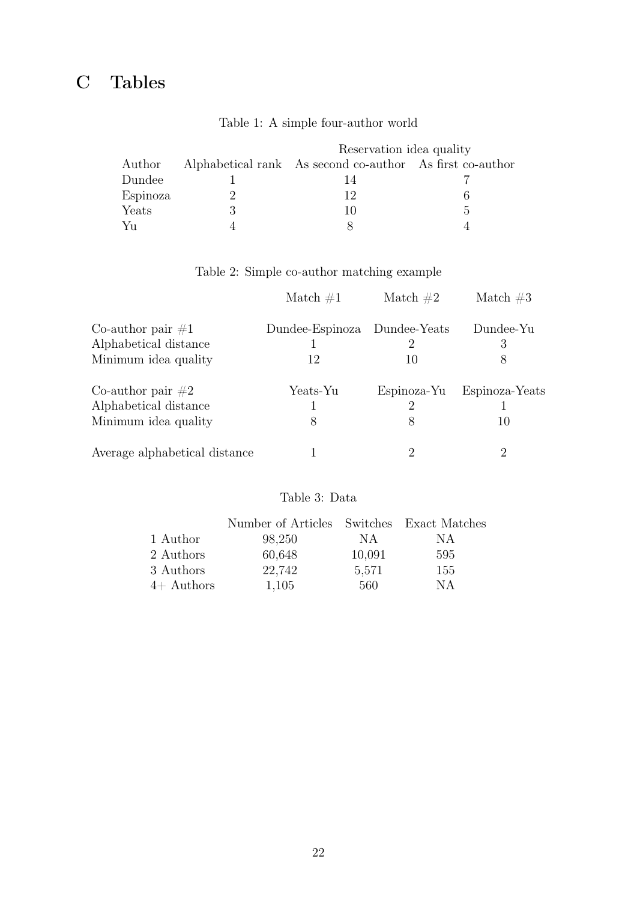# C Tables

Table 1: A simple four-author world

| Author | Alphabetical rank | Reservation idea quality As second co-author | As first co-author |
|---|---|---|---|
| Dundee | 1 | 14 | 7 |
| Espinoza | 2 | 12 | 6 |
| Yeats | 3 | 10 | 5 |
| Yu | 4 | 8 | 4 |

Table 2: Simple co-author matching example

| | Match #1 | Match #2 | Match #3 |
|---|---|---|---|
| Co-author pair #1 | Dundee-Espinoza | Dundee-Yeats | Dundee-Yu |
| Alphabetical distance | 1 | 2 | 3 |
| Minimum idea quality | 12 | 10 | 8 |
| Co-author pair #2 | Yeats-Yu | Espinoza-Yu | Espinoza-Yeats |
| Alphabetical distance | 1 | 2 | 1 |
| Minimum idea quality | 8 | 8 | 10 |
| Average alphabetical distance | 1 | 2 | 2 |

Table 3: Data

| | Number of Articles | Switches | Exact Matches |
|---|---|---|---|
| 1 Author | 98,250 | NA | NA |
| 2 Authors | 60,648 | 10,091 | 595 |
| 3 Authors | 22,742 | 5,571 | 155 |
| 4+ Authors | 1,105 | 560 | NA |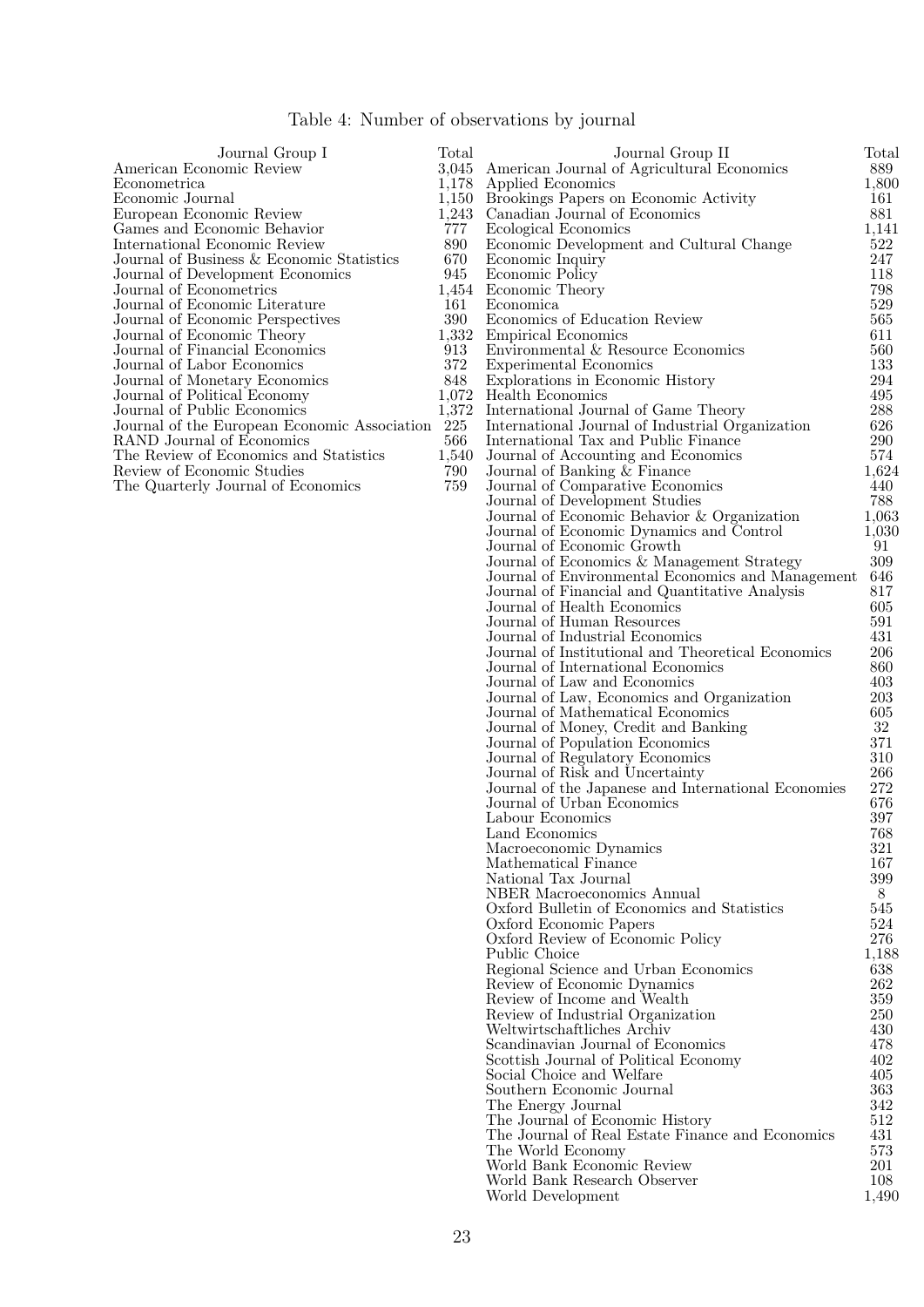Table 4: Number of observations by journal

| Journal Group I | Total | Journal Group II | Total |
|---|---|---|---|
| American Economic Review | 3,045 | American Journal of Agricultural Economics | 889 |
| Econometrica | 1,178 | Applied Economics | 1,800 |
| Economic Journal | 1,150 | Brookings Papers on Economic Activity | 161 |
| European Economic Review | 1,243 | Canadian Journal of Economics | 881 |
| Games and Economic Behavior | 777 | Ecological Economics | 1,141 |
| International Economic Review | 890 | Economic Development and Cultural Change | 522 |
| Journal of Business & Economic Statistics | 670 | Economic Inquiry | 247 |
| Journal of Development Economics | 945 | Economic Policy | 118 |
| Journal of Econometrics | 1,454 | Economic Theory | 798 |
| Journal of Economic Literature | 161 | Economica | 529 |
| Journal of Economic Perspectives | 390 | Economics of Education Review | 565 |
| Journal of Economic Theory | 1,332 | Empirical Economics | 611 |
| Journal of Financial Economics | 913 | Environmental & Resource Economics | 560 |
| Journal of Labor Economics | 372 | Experimental Economics | 133 |
| Journal of Monetary Economics | 848 | Explorations in Economic History | 294 |
| Journal of Political Economy | 1,072 | Health Economics | 495 |
| Journal of Public Economics | 1,372 | International Journal of Game Theory | 288 |
| Journal of the European Economic Association | 225 | International Journal of Industrial Organization | 626 |
| RAND Journal of Economics | 566 | International Tax and Public Finance | 290 |
| The Review of Economics and Statistics | 1,540 | Journal of Accounting and Economics | 574 |
| Review of Economic Studies | 790 | Journal of Banking & Finance | 1,624 |
| The Quarterly Journal of Economics | 759 | Journal of Comparative Economics | 440 |
| | | Journal of Development Studies | 788 |
| | | Journal of Economic Behavior & Organization | 1,063 |
| | | Journal of Economic Dynamics and Control | 1,030 |
| | | Journal of Economic Growth | 91 |
| | | Journal of Economics & Management Strategy | 309 |
| | | Journal of Environmental Economics and Management | 646 |
| | | Journal of Financial and Quantitative Analysis | 817 |
| | | Journal of Health Economics | 605 |
| | | Journal of Human Resources | 591 |
| | | Journal of Industrial Economics | 431 |
| | | Journal of Institutional and Theoretical Economics | 206 |
| | | Journal of International Economics | 860 |
| | | Journal of Law and Economics | 403 |
| | | Journal of Law, Economics and Organization | 203 |
| | | Journal of Mathematical Economics | 605 |
| | | Journal of Money, Credit and Banking | 32 |
| | | Journal of Population Economics | 371 |
| | | Journal of Regulatory Economics | 310 |
| | | Journal of Risk and Uncertainty | 266 |
| | | Journal of the Japanese and International Economies | 272 |
| | | Journal of Urban Economics | 676 |
| | | Labour Economics | 397 |
| | | Land Economics | 768 |
| | | Macroeconomic Dynamics | 321 |
| | | Mathematical Finance | 167 |
| | | National Tax Journal | 399 |
| | | NBER Macroeconomics Annual | 8 |
| | | Oxford Bulletin of Economics and Statistics | 545 |
| | | Oxford Economic Papers | 524 |
| | | Oxford Review of Economic Policy | 276 |
| | | Public Choice | 1,188 |
| | | Regional Science and Urban Economics | 638 |
| | | Review of Economic Dynamics | 262 |
| | | Review of Income and Wealth | 359 |
| | | Review of Industrial Organization | 250 |
| | | Weltwirtschaftliches Archiv | 430 |
| | | Scandinavian Journal of Economics | 478 |
| | | Scottish Journal of Political Economy | 402 |
| | | Social Choice and Welfare | 405 |
| | | Southern Economic Journal | 363 |
| | | The Energy Journal | 342 |
| | | The Journal of Economic History | 512 |
| | | The Journal of Real Estate Finance and Economics | 431 |
| | | The World Economy | 573 |
| | | World Bank Economic Review | 201 |
| | | World Bank Research Observer | 108 |
| | | World Development | 1,490 |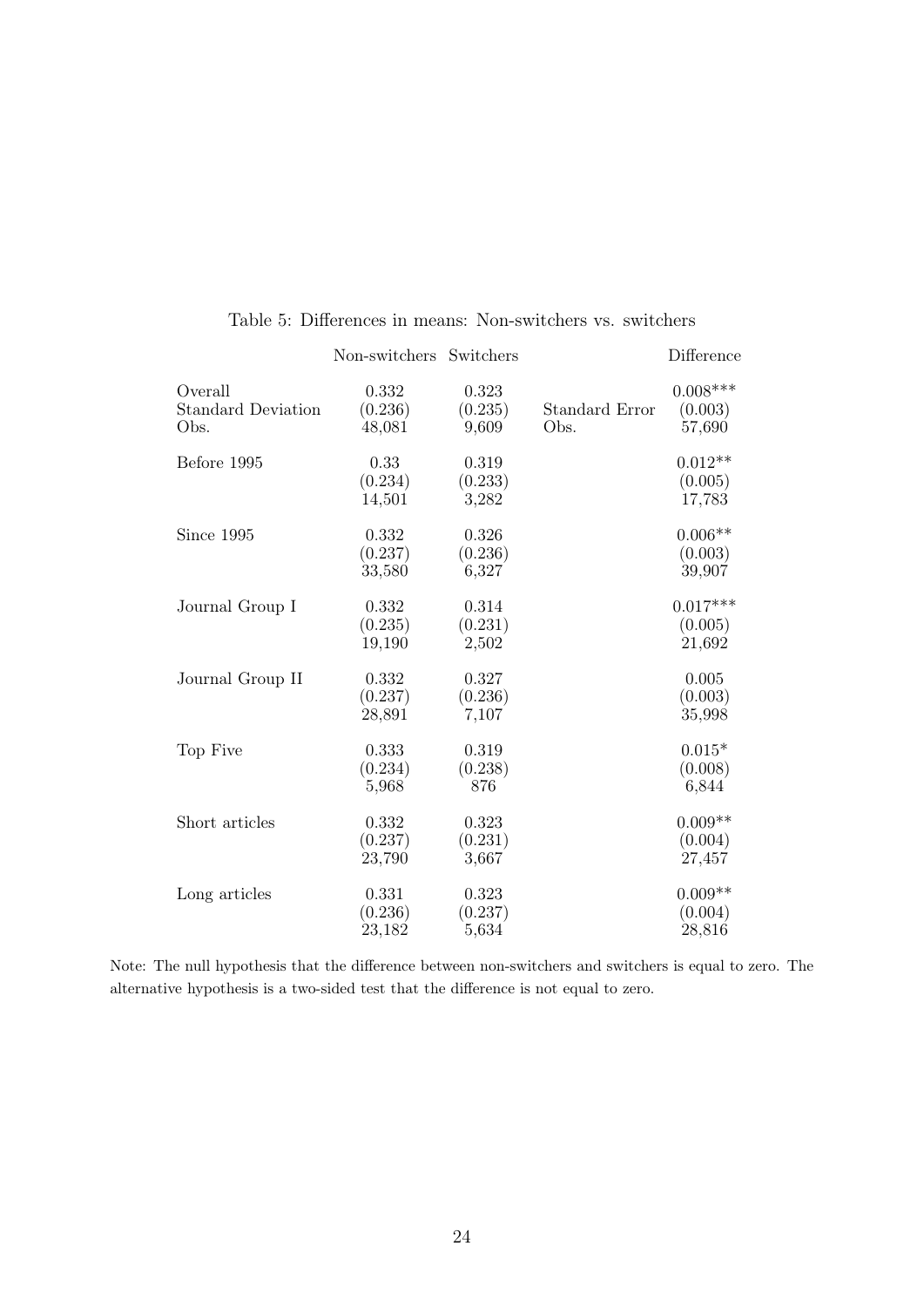Table 5: Differences in means: Non-switchers vs. switchers

| | Non-switchers | Switchers | | Difference |
|---|---|---|---|---|
| Overall | 0.332 | 0.323 | | 0.008*** |
| Standard Deviation | (0.236) | (0.235) | Standard Error | (0.003) |
| Obs. | 48,081 | 9,609 | Obs. | 57,690 |
| Before 1995 | 0.33 | 0.319 | | 0.012** |
| | (0.234) | (0.233) | | (0.005) |
| | 14,501 | 3,282 | | 17,783 |
| Since 1995 | 0.332 | 0.326 | | 0.006** |
| | (0.237) | (0.236) | | (0.003) |
| | 33,580 | 6,327 | | 39,907 |
| Journal Group I | 0.332 | 0.314 | | 0.017*** |
| | (0.235) | (0.231) | | (0.005) |
| | 19,190 | 2,502 | | 21,692 |
| Journal Group II | 0.332 | 0.327 | | 0.005 |
| | (0.237) | (0.236) | | (0.003) |
| | 28,891 | 7,107 | | 35,998 |
| Top Five | 0.333 | 0.319 | | 0.015* |
| | (0.234) | (0.238) | | (0.008) |
| | 5,968 | 876 | | 6,844 |
| Short articles | 0.332 | 0.323 | | 0.009** |
| | (0.237) | (0.231) | | (0.004) |
| | 23,790 | 3,667 | | 27,457 |
| Long articles | 0.331 | 0.323 | | 0.009** |
| | (0.236) | (0.237) | | (0.004) |
| | 23,182 | 5,634 | | 28,816 |

Note: The null hypothesis that the difference between non-switchers and switchers is equal to zero. The alternative hypothesis is a two-sided test that the difference is not equal to zero.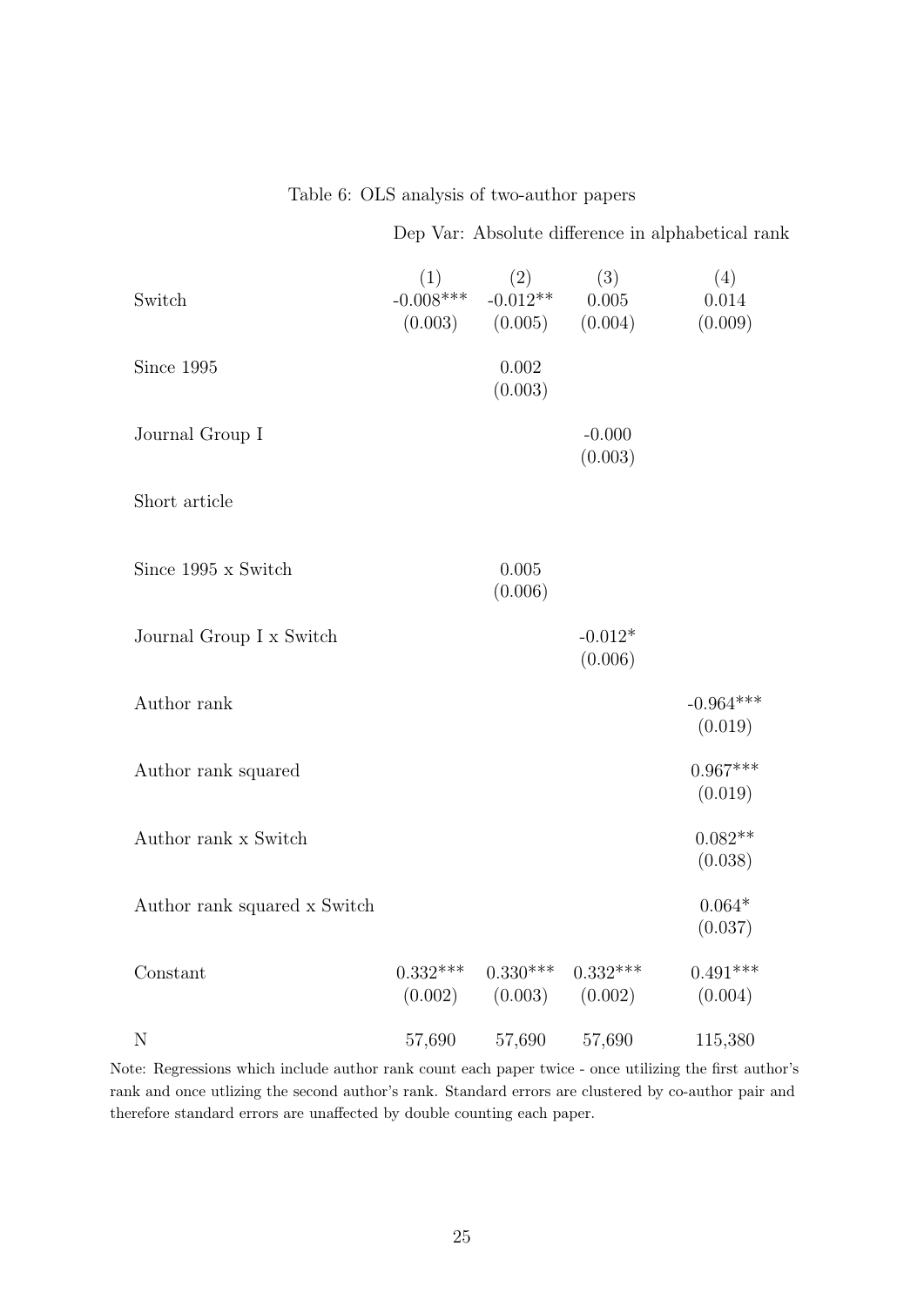Table 6: OLS analysis of two-author papers

| | Dep Var: Absolute difference in alphabetical rank | | | |
|---|---|---|---|---|
| | (1) | (2) | (3) | (4) |
| Switch | -0.008*** | -0.012** | 0.005 | 0.014 |
| | (0.003) | (0.005) | (0.004) | (0.009) |
| Since 1995 | | 0.002 | | |
| | | (0.003) | | |
| Journal Group I | | | -0.000 | |
| | | | (0.003) | |
| Short article | | | | |
| Since 1995 x Switch | | 0.005 | | |
| | | (0.006) | | |
| Journal Group I x Switch | | | -0.012* | |
| | | | (0.006) | |
| Author rank | | | | -0.964*** |
| | | | | (0.019) |
| Author rank squared | | | | 0.967*** |
| | | | | (0.019) |
| Author rank x Switch | | | | 0.082** |
| | | | | (0.038) |
| Author rank squared x Switch | | | | 0.064* |
| | | | | (0.037) |
| Constant | 0.332*** | 0.330*** | 0.332*** | 0.491*** |
| | (0.002) | (0.003) | (0.002) | (0.004) |
| N | 57,690 | 57,690 | 57,690 | 115,380 |

Note: Regressions which include author rank count each paper twice - once utilizing the first author's rank and once utlizing the second author's rank. Standard errors are clustered by co-author pair and therefore standard errors are unaffected by double counting each paper.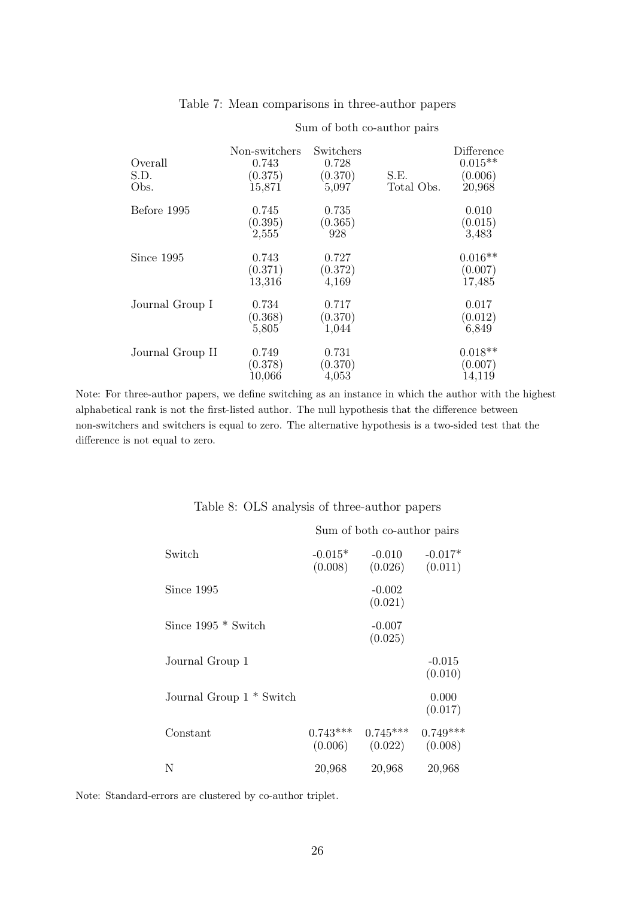Table 7: Mean comparisons in three-author papers

| | Sum of both co-author pairs | | | |
|---|---|---|---|---|
| | Non-switchers | Switchers | | Difference |
| Overall | 0.743 | 0.728 | | 0.015** |
| S.D. | (0.375) | (0.370) | S.E. | (0.006) |
| Obs. | 15,871 | 5,097 | Total Obs. | 20,968 |
| Before 1995 | 0.745 | 0.735 | | 0.010 |
| | (0.395) | (0.365) | | (0.015) |
| | 2,555 | 928 | | 3,483 |
| Since 1995 | 0.743 | 0.727 | | 0.016** |
| | (0.371) | (0.372) | | (0.007) |
| | 13,316 | 4,169 | | 17,485 |
| Journal Group I | 0.734 | 0.717 | | 0.017 |
| | (0.368) | (0.370) | | (0.012) |
| | 5,805 | 1,044 | | 6,849 |
| Journal Group II | 0.749 | 0.731 | | 0.018** |
| | (0.378) | (0.370) | | (0.007) |
| | 10,066 | 4,053 | | 14,119 |

Note: For three-author papers, we define switching as an instance in which the author with the highest alphabetical rank is not the first-listed author. The null hypothesis that the difference between non-switchers and switchers is equal to zero. The alternative hypothesis is a two-sided test that the difference is not equal to zero.

Table 8: OLS analysis of three-author papers

| | Sum of both co-author pairs | | |
|---|---|---|---|
| Switch | -0.015* | -0.010 | -0.017* |
| | (0.008) | (0.026) | (0.011) |
| Since 1995 | | -0.002 | |
| | | (0.021) | |
| Since 1995 * Switch | | -0.007 | |
| | | (0.025) | |
| Journal Group 1 | | | -0.015 |
| | | | (0.010) |
| Journal Group 1 * Switch | | | 0.000 |
| | | | (0.017) |
| Constant | 0.743*** | 0.745*** | 0.749*** |
| | (0.006) | (0.022) | (0.008) |
| N | 20,968 | 20,968 | 20,968 |

Note: Standard-errors are clustered by co-author triplet.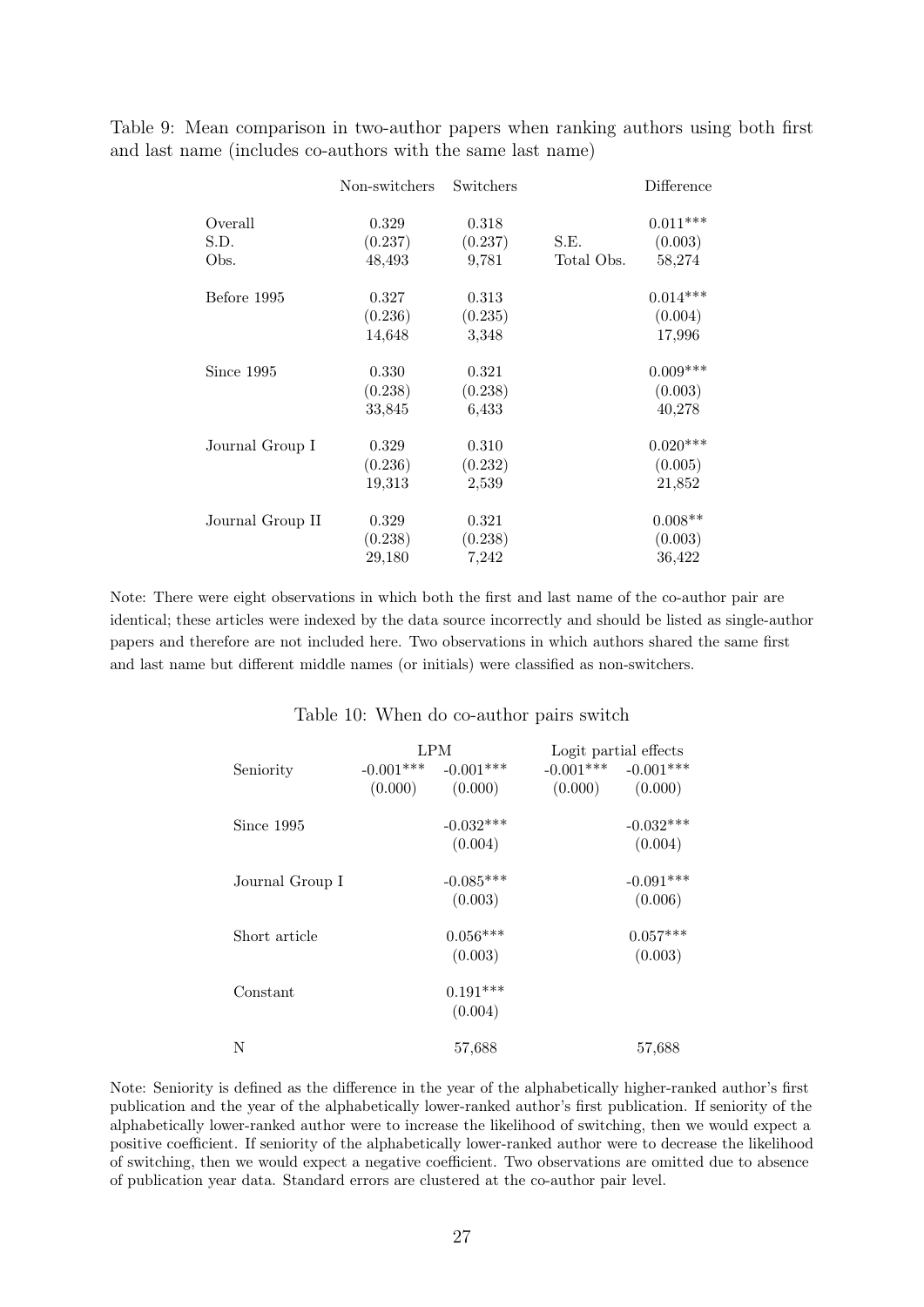Table 9: Mean comparison in two-author papers when ranking authors using both first and last name (includes co-authors with the same last name)

| | Non-switchers | Switchers | | Difference |
|---|---|---|---|---|
| Overall | 0.329 | 0.318 | | 0.011*** |
| S.D. | (0.237) | (0.237) | S.E. | (0.003) |
| Obs. | 48,493 | 9,781 | Total Obs. | 58,274 |
| Before 1995 | 0.327 | 0.313 | | 0.014*** |
| | (0.236) | (0.235) | | (0.004) |
| | 14,648 | 3,348 | | 17,996 |
| Since 1995 | 0.330 | 0.321 | | 0.009*** |
| | (0.238) | (0.238) | | (0.003) |
| | 33,845 | 6,433 | | 40,278 |
| Journal Group I | 0.329 | 0.310 | | 0.020*** |
| | (0.236) | (0.232) | | (0.005) |
| | 19,313 | 2,539 | | 21,852 |
| Journal Group II | 0.329 | 0.321 | | 0.008** |
| | (0.238) | (0.238) | | (0.003) |
| | 29,180 | 7,242 | | 36,422 |

Note: There were eight observations in which both the first and last name of the co-author pair are identical; these articles were indexed by the data source incorrectly and should be listed as single-author papers and therefore are not included here. Two observations in which authors shared the same first and last name but different middle names (or initials) were classified as non-switchers.

Table 10: When do co-author pairs switch

| | LPM | | Logit partial effects | |
|---|---|---|---|---|
| Seniority | -0.001*** | -0.001*** | -0.001*** | -0.001*** |
| | (0.000) | (0.000) | (0.000) | (0.000) |
| Since 1995 | | -0.032*** | | -0.032*** |
| | | (0.004) | | (0.004) |
| Journal Group I | | -0.085*** | | -0.091*** |
| | | (0.003) | | (0.006) |
| Short article | | 0.056*** | | 0.057*** |
| | | (0.003) | | (0.003) |
| Constant | | 0.191*** | | |
| | | (0.004) | | |
| N | | 57,688 | | 57,688 |

Note: Seniority is defined as the difference in the year of the alphabetically higher-ranked author's first publication and the year of the alphabetically lower-ranked author's first publication. If seniority of the alphabetically lower-ranked author were to increase the likelihood of switching, then we would expect a positive coefficient. If seniority of the alphabetically lower-ranked author were to decrease the likelihood of switching, then we would expect a negative coefficient. Two observations are omitted due to absence of publication year data. Standard errors are clustered at the co-author pair level.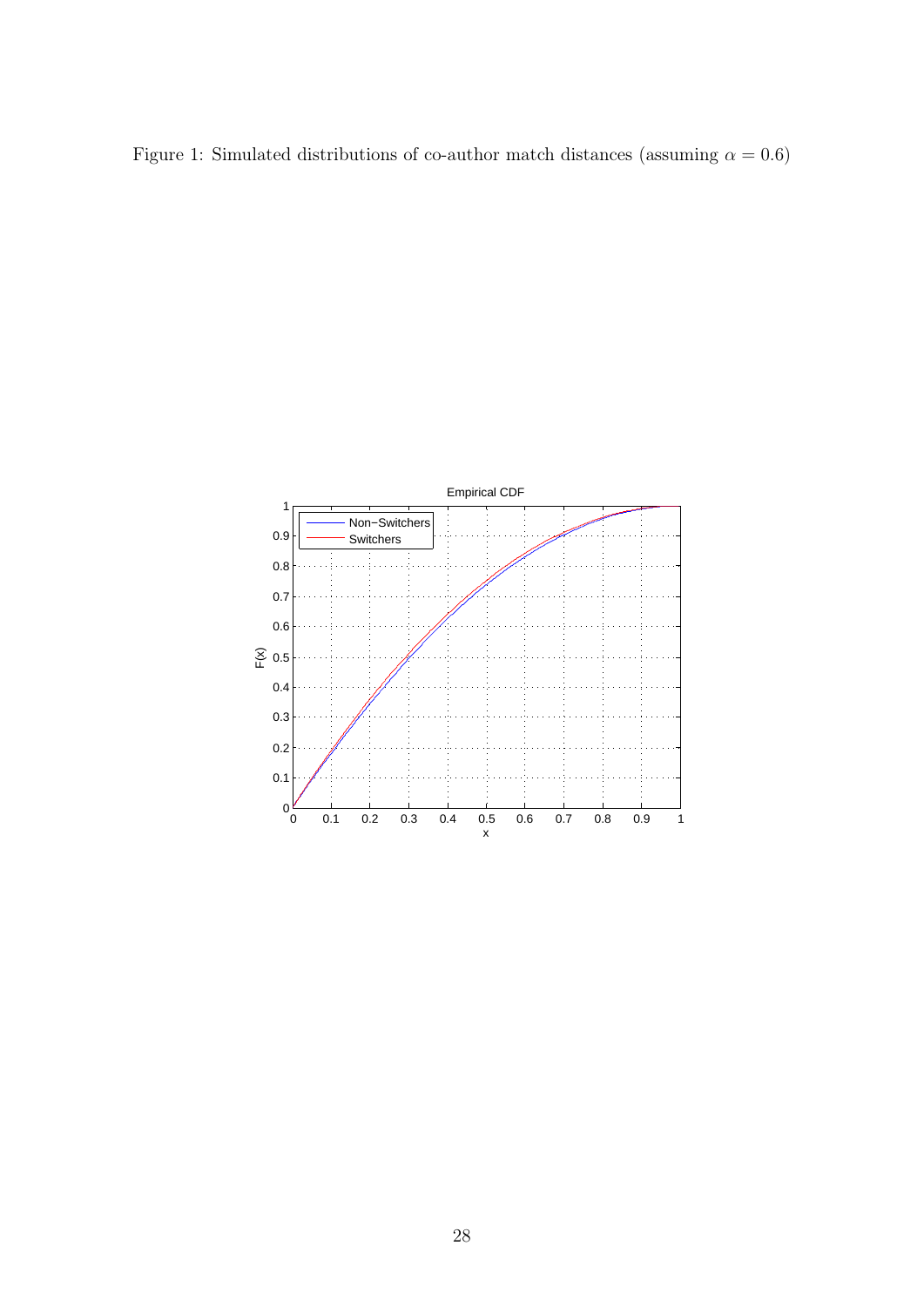Figure 1: Simulated distributions of co-author match distances (assuming $\alpha = 0.6$)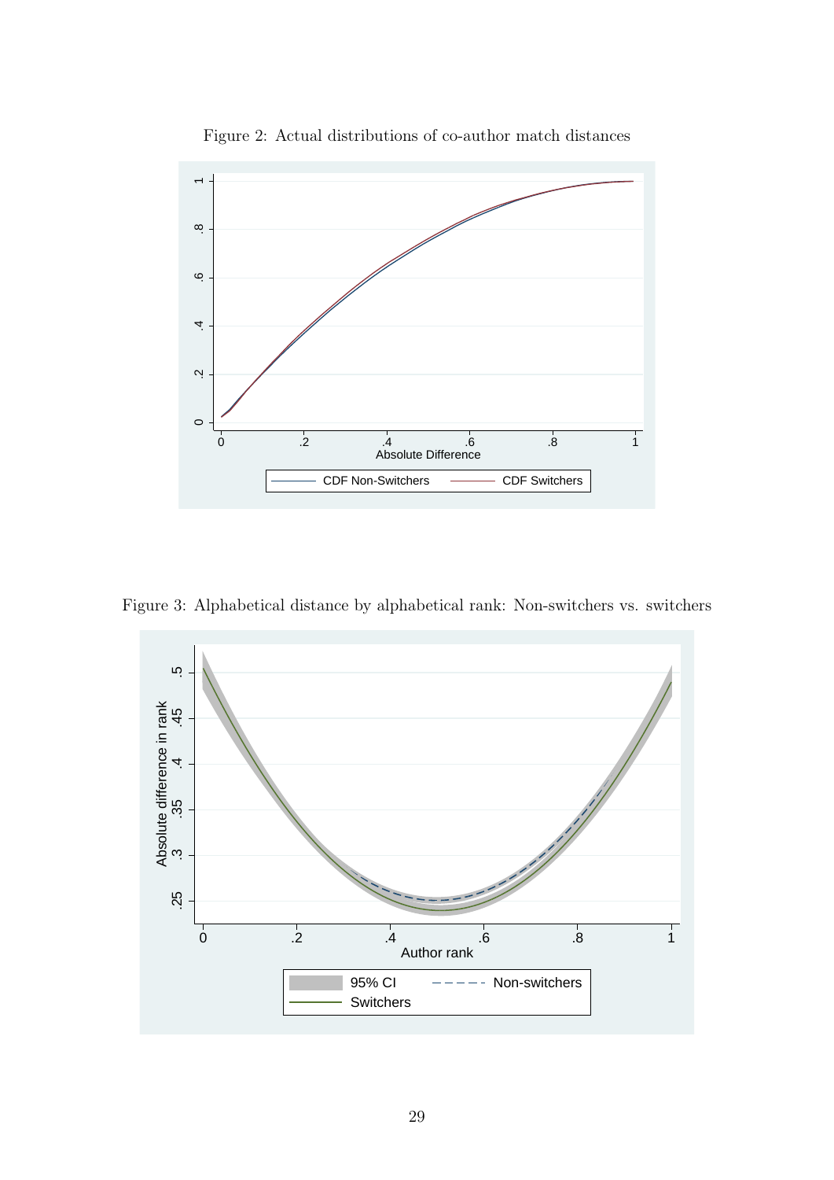Figure 2: Actual distributions of co-author match distances

0
.2
.4
.6
.8
1
0
.2
.4
.6
.8
1
Absolute Difference
CDF Non-Switchers
CDF Switchers

Figure 3: Alphabetical distance by alphabetical rank: Non-switchers vs. switchers

Absolute difference in rank
.25
.3
.35
.4
.45
.5
0
.2
.4
.6
.8
1
Author rank
95% CI
Non-switchers
Switchers